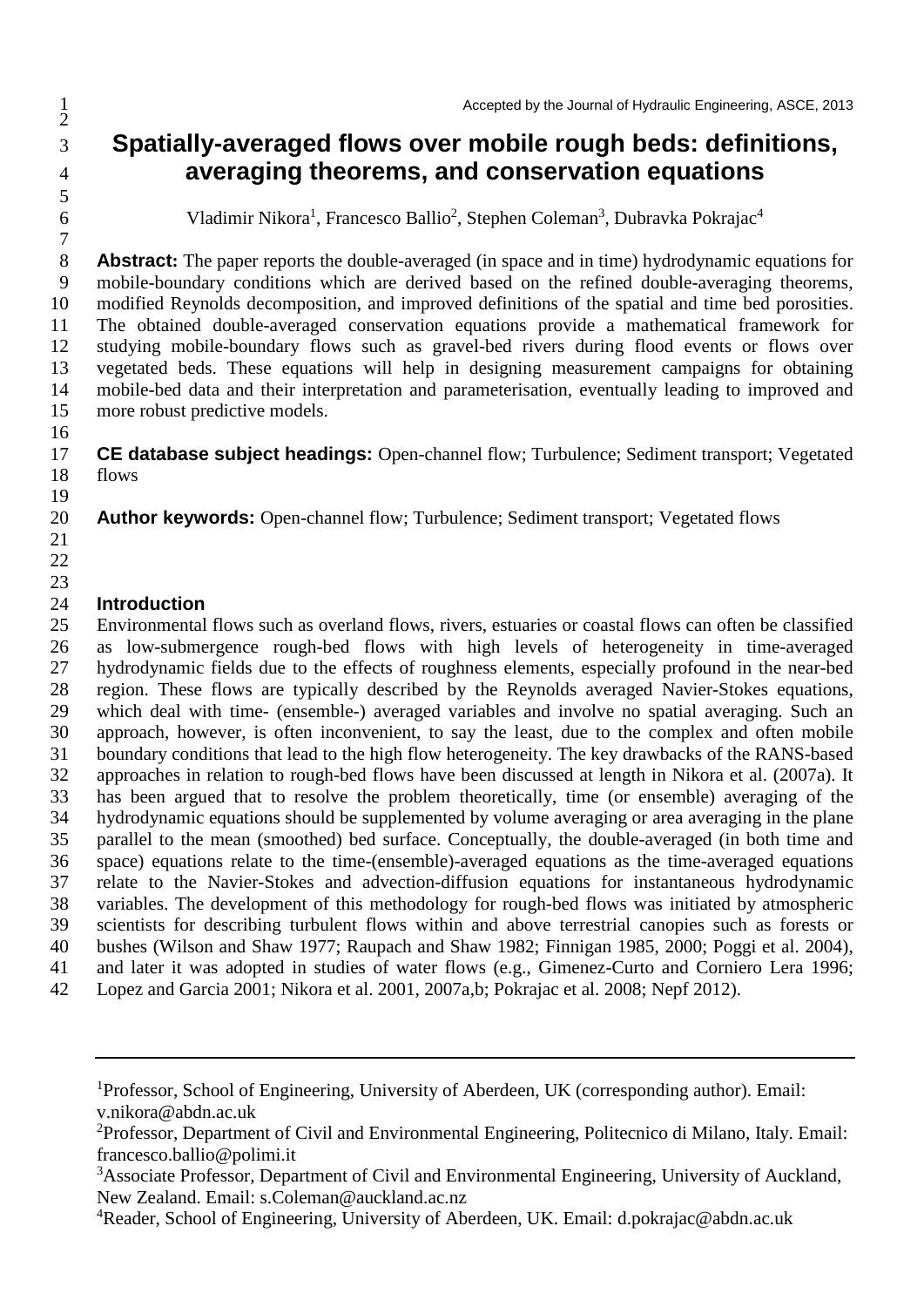Accepted by the Journal of Hydraulic Engineering, ASCE, 2013

# Spatially-averaged flows over mobile rough beds: definitions, averaging theorems, and conservation equations

Vladimir Nikora[1], Francesco Ballio[2], Stephen Coleman[3], Dubravka Pokrajac[4]

**Abstract:** The paper reports the double-averaged (in space and in time) hydrodynamic equations for mobile-boundary conditions which are derived based on the refined double-averaging theorems, modified Reynolds decomposition, and improved definitions of the spatial and time bed porosities. The obtained double-averaged conservation equations provide a mathematical framework for studying mobile-boundary flows such as gravel-bed rivers during flood events or flows over vegetated beds. These equations will help in designing measurement campaigns for obtaining mobile-bed data and their interpretation and parameterisation, eventually leading to improved and more robust predictive models.

**CE database subject headings:** Open-channel flow; Turbulence; Sediment transport; Vegetated flows

**Author keywords:** Open-channel flow; Turbulence; Sediment transport; Vegetated flows

## Introduction

Environmental flows such as overland flows, rivers, estuaries or coastal flows can often be classified as low-submergence rough-bed flows with high levels of heterogeneity in time-averaged hydrodynamic fields due to the effects of roughness elements, especially profound in the near-bed region. These flows are typically described by the Reynolds averaged Navier-Stokes equations, which deal with time- (ensemble-) averaged variables and involve no spatial averaging. Such an approach, however, is often inconvenient, to say the least, due to the complex and often mobile boundary conditions that lead to the high flow heterogeneity. The key drawbacks of the RANS-based approaches in relation to rough-bed flows have been discussed at length in Nikora et al. (2007a). It has been argued that to resolve the problem theoretically, time (or ensemble) averaging of the hydrodynamic equations should be supplemented by volume averaging or area averaging in the plane parallel to the mean (smoothed) bed surface. Conceptually, the double-averaged (in both time and space) equations relate to the time-(ensemble)-averaged equations as the time-averaged equations relate to the Navier-Stokes and advection-diffusion equations for instantaneous hydrodynamic variables. The development of this methodology for rough-bed flows was initiated by atmospheric scientists for describing turbulent flows within and above terrestrial canopies such as forests or bushes (Wilson and Shaw 1977; Raupach and Shaw 1982; Finnigan 1985, 2000; Poggi et al. 2004), and later it was adopted in studies of water flows (e.g., Gimenez-Curto and Corniero Lera 1996; Lopez and Garcia 2001; Nikora et al. 2001, 2007a,b; Pokrajac et al. 2008; Nepf 2012).

---

[1]Professor, School of Engineering, University of Aberdeen, UK (corresponding author). Email: v.nikora@abdn.ac.uk

[2]Professor, Department of Civil and Environmental Engineering, Politecnico di Milano, Italy. Email: francesco.ballio@polimi.it

[3]Associate Professor, Department of Civil and Environmental Engineering, University of Auckland, New Zealand. Email: s.Coleman@auckland.ac.nz

[4]Reader, School of Engineering, University of Aberdeen, UK. Email: d.pokrajac@abdn.ac.uk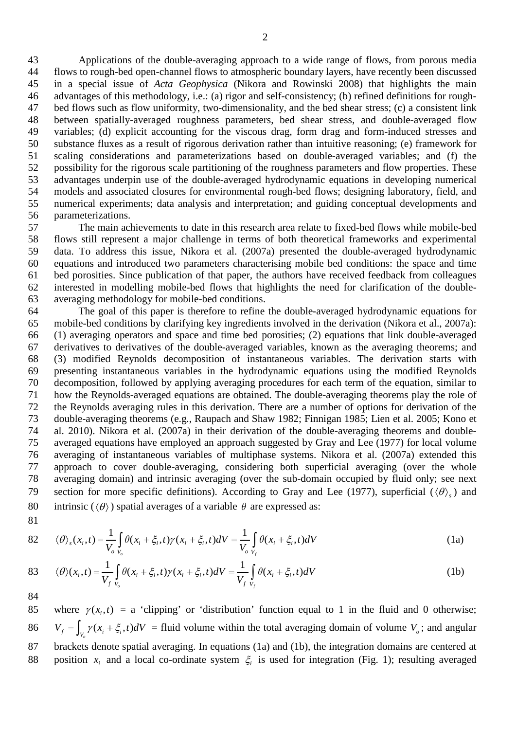Applications of the double-averaging approach to a wide range of flows, from porous media flows to rough-bed open-channel flows to atmospheric boundary layers, have recently been discussed in a special issue of *Acta Geophysica* (Nikora and Rowinski 2008) that highlights the main advantages of this methodology, i.e.: (a) rigor and self-consistency; (b) refined definitions for rough-bed flows such as flow uniformity, two-dimensionality, and the bed shear stress; (c) a consistent link between spatially-averaged roughness parameters, bed shear stress, and double-averaged flow variables; (d) explicit accounting for the viscous drag, form drag and form-induced stresses and substance fluxes as a result of rigorous derivation rather than intuitive reasoning; (e) framework for scaling considerations and parameterizations based on double-averaged variables; and (f) the possibility for the rigorous scale partitioning of the roughness parameters and flow properties. These advantages underpin use of the double-averaged hydrodynamic equations in developing numerical models and associated closures for environmental rough-bed flows; designing laboratory, field, and numerical experiments; data analysis and interpretation; and guiding conceptual developments and parameterizations.

The main achievements to date in this research area relate to fixed-bed flows while mobile-bed flows still represent a major challenge in terms of both theoretical frameworks and experimental data. To address this issue, Nikora et al. (2007a) presented the double-averaged hydrodynamic equations and introduced two parameters characterising mobile bed conditions: the space and time bed porosities. Since publication of that paper, the authors have received feedback from colleagues interested in modelling mobile-bed flows that highlights the need for clarification of the double-averaging methodology for mobile-bed conditions.

The goal of this paper is therefore to refine the double-averaged hydrodynamic equations for mobile-bed conditions by clarifying key ingredients involved in the derivation (Nikora et al., 2007a): (1) averaging operators and space and time bed porosities; (2) equations that link double-averaged derivatives to derivatives of the double-averaged variables, known as the averaging theorems; and (3) modified Reynolds decomposition of instantaneous variables. The derivation starts with presenting instantaneous variables in the hydrodynamic equations using the modified Reynolds decomposition, followed by applying averaging procedures for each term of the equation, similar to how the Reynolds-averaged equations are obtained. The double-averaging theorems play the role of the Reynolds averaging rules in this derivation. There are a number of options for derivation of the double-averaging theorems (e.g., Raupach and Shaw 1982; Finnigan 1985; Lien et al. 2005; Kono et al. 2010). Nikora et al. (2007a) in their derivation of the double-averaging theorems and double-averaged equations have employed an approach suggested by Gray and Lee (1977) for local volume averaging of instantaneous variables of multiphase systems. Nikora et al. (2007a) extended this approach to cover double-averaging, considering both superficial averaging (over the whole averaging domain) and intrinsic averaging (over the sub-domain occupied by fluid only; see next section for more specific definitions). According to Gray and Lee (1977), superficial ($\langle\theta\rangle_s$) and intrinsic ($\langle\theta\rangle$) spatial averages of a variable $\theta$ are expressed as:

$$\langle\theta\rangle_s(x_i,t) = \frac{1}{V_o}\int_{V_o}\theta(x_i+\xi_i,t)\gamma(x_i+\xi_i,t)dV = \frac{1}{V_o}\int_{V_f}\theta(x_i+\xi_i,t)dV \tag{1a}$$

$$\langle\theta\rangle(x_i,t) = \frac{1}{V_f}\int_{V_o}\theta(x_i+\xi_i,t)\gamma(x_i+\xi_i,t)dV = \frac{1}{V_f}\int_{V_f}\theta(x_i+\xi_i,t)dV \tag{1b}$$

where $\gamma(x_i,t)$ = a 'clipping' or 'distribution' function equal to 1 in the fluid and 0 otherwise; $V_f = \int_{V_o}\gamma(x_i+\xi_i,t)dV$ = fluid volume within the total averaging domain of volume $V_o$; and angular brackets denote spatial averaging. In equations (1a) and (1b), the integration domains are centered at position $x_i$ and a local co-ordinate system $\xi_i$ is used for integration (Fig. 1); resulting averaged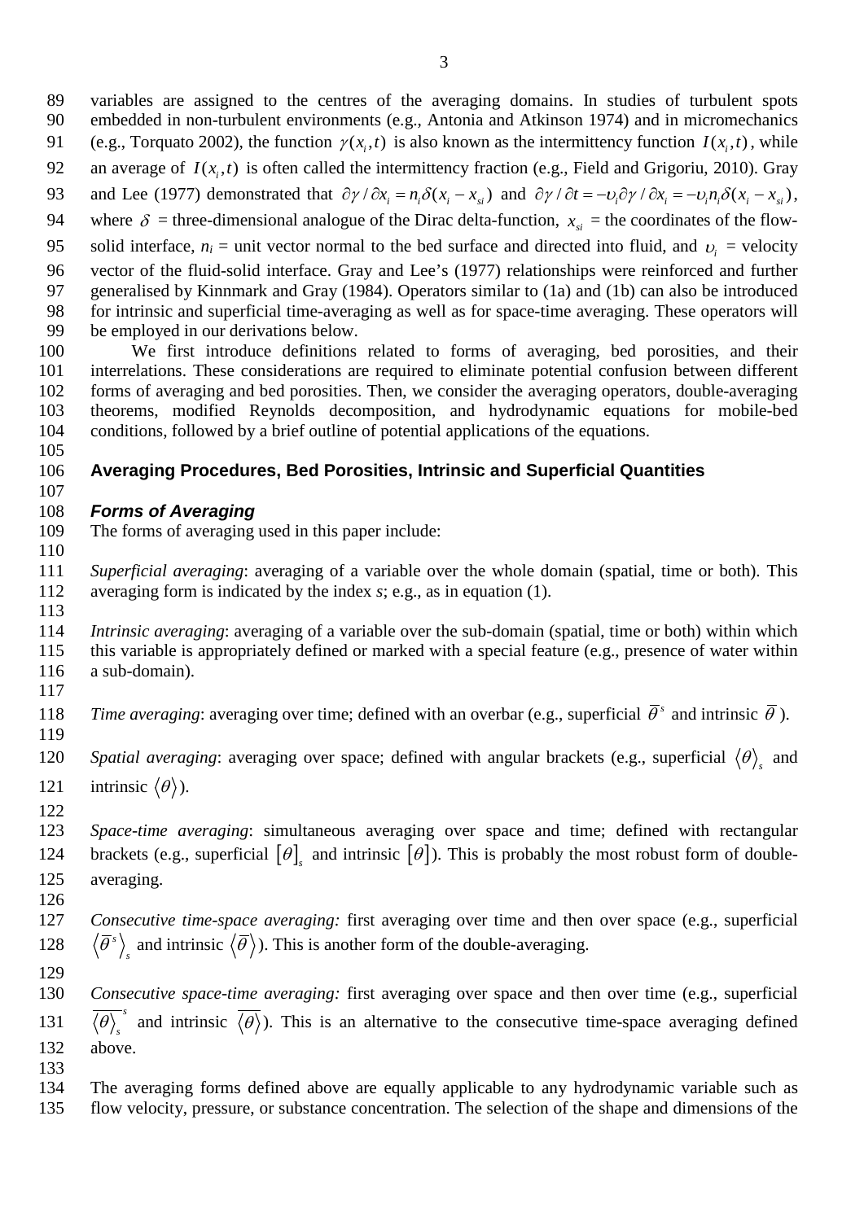variables are assigned to the centres of the averaging domains. In studies of turbulent spots embedded in non-turbulent environments (e.g., Antonia and Atkinson 1974) and in micromechanics (e.g., Torquato 2002), the function $\gamma(x_i,t)$ is also known as the intermittency function $I(x_i,t)$, while an average of $I(x_i,t)$ is often called the intermittency fraction (e.g., Field and Grigoriu, 2010). Gray and Lee (1977) demonstrated that $\partial\gamma/\partial x_i = n_i\delta(x_i - x_{si})$ and $\partial\gamma/\partial t = -\upsilon_i\partial\gamma/\partial x_i = -\upsilon_i n_i\delta(x_i - x_{si})$, where $\delta$ = three-dimensional analogue of the Dirac delta-function, $x_{si}$ = the coordinates of the flow-solid interface, $n_i$ = unit vector normal to the bed surface and directed into fluid, and $\upsilon_i$ = velocity vector of the fluid-solid interface. Gray and Lee's (1977) relationships were reinforced and further generalised by Kinnmark and Gray (1984). Operators similar to (1a) and (1b) can also be introduced for intrinsic and superficial time-averaging as well as for space-time averaging. These operators will be employed in our derivations below.

We first introduce definitions related to forms of averaging, bed porosities, and their interrelations. These considerations are required to eliminate potential confusion between different forms of averaging and bed porosities. Then, we consider the averaging operators, double-averaging theorems, modified Reynolds decomposition, and hydrodynamic equations for mobile-bed conditions, followed by a brief outline of potential applications of the equations.

## Averaging Procedures, Bed Porosities, Intrinsic and Superficial Quantities

### *Forms of Averaging*

The forms of averaging used in this paper include:

*Superficial averaging*: averaging of a variable over the whole domain (spatial, time or both). This averaging form is indicated by the index *s*; e.g., as in equation (1).

*Intrinsic averaging*: averaging of a variable over the sub-domain (spatial, time or both) within which this variable is appropriately defined or marked with a special feature (e.g., presence of water within a sub-domain).

*Time averaging*: averaging over time; defined with an overbar (e.g., superficial $\overline{\theta}^s$ and intrinsic $\overline{\theta}$).

*Spatial averaging*: averaging over space; defined with angular brackets (e.g., superficial $\langle\theta\rangle_s$ and intrinsic $\langle\theta\rangle$).

*Space-time averaging*: simultaneous averaging over space and time; defined with rectangular brackets (e.g., superficial $[\theta]_s$ and intrinsic $[\theta]$). This is probably the most robust form of double-averaging.

*Consecutive time-space averaging:* first averaging over time and then over space (e.g., superficial $\langle\overline{\theta}^s\rangle_s$ and intrinsic $\langle\overline{\theta}\rangle$). This is another form of the double-averaging.

*Consecutive space-time averaging:* first averaging over space and then over time (e.g., superficial $\overline{\langle\theta\rangle_s}^s$ and intrinsic $\overline{\langle\theta\rangle}$). This is an alternative to the consecutive time-space averaging defined above.

The averaging forms defined above are equally applicable to any hydrodynamic variable such as flow velocity, pressure, or substance concentration. The selection of the shape and dimensions of the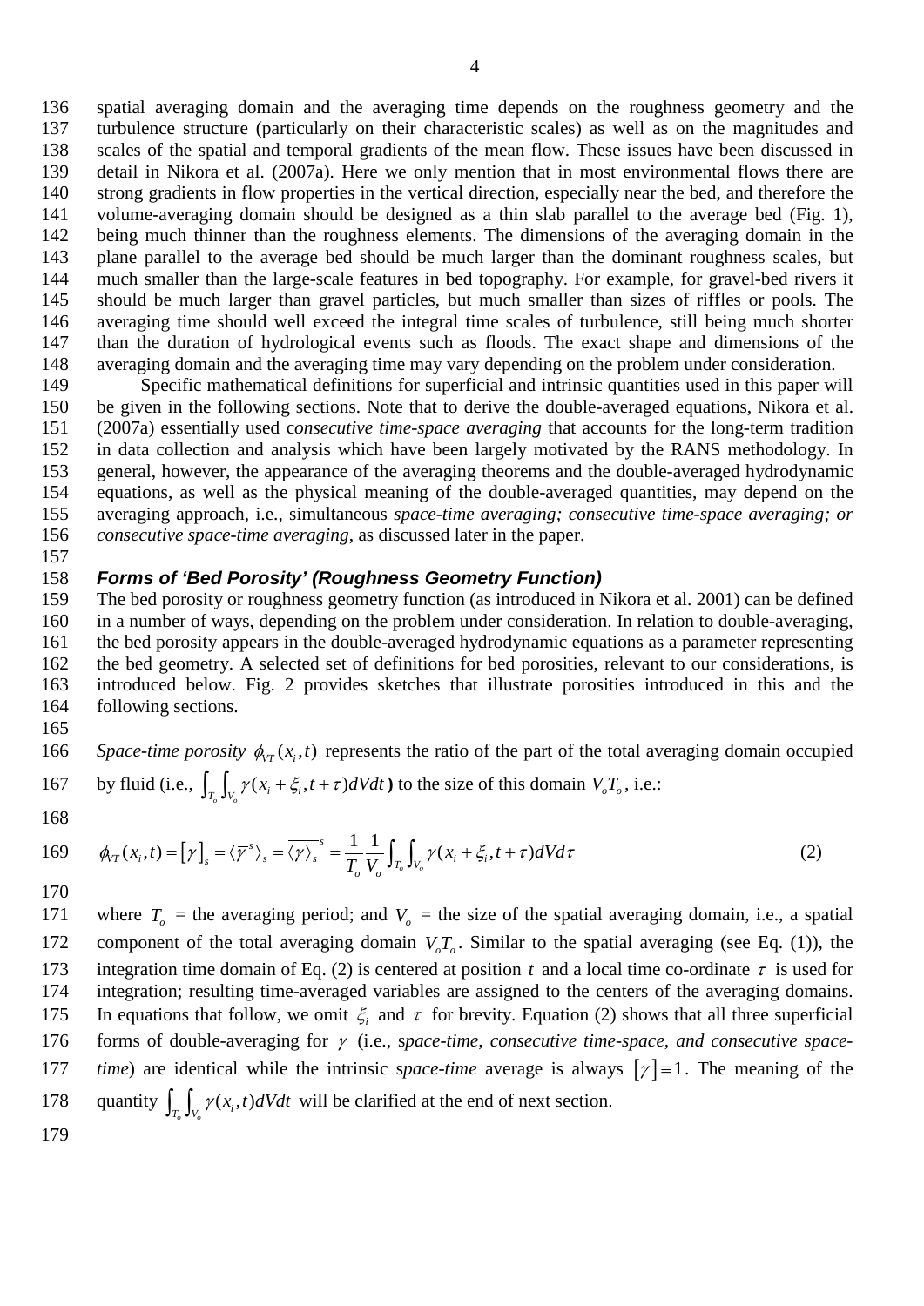spatial averaging domain and the averaging time depends on the roughness geometry and the turbulence structure (particularly on their characteristic scales) as well as on the magnitudes and scales of the spatial and temporal gradients of the mean flow. These issues have been discussed in detail in Nikora et al. (2007a). Here we only mention that in most environmental flows there are strong gradients in flow properties in the vertical direction, especially near the bed, and therefore the volume-averaging domain should be designed as a thin slab parallel to the average bed (Fig. 1), being much thinner than the roughness elements. The dimensions of the averaging domain in the plane parallel to the average bed should be much larger than the dominant roughness scales, but much smaller than the large-scale features in bed topography. For example, for gravel-bed rivers it should be much larger than gravel particles, but much smaller than sizes of riffles or pools. The averaging time should well exceed the integral time scales of turbulence, still being much shorter than the duration of hydrological events such as floods. The exact shape and dimensions of the averaging domain and the averaging time may vary depending on the problem under consideration.

Specific mathematical definitions for superficial and intrinsic quantities used in this paper will be given in the following sections. Note that to derive the double-averaged equations, Nikora et al. (2007a) essentially used c*onsecutive time-space averaging* that accounts for the long-term tradition in data collection and analysis which have been largely motivated by the RANS methodology. In general, however, the appearance of the averaging theorems and the double-averaged hydrodynamic equations, as well as the physical meaning of the double-averaged quantities, may depend on the averaging approach, i.e., simultaneous *space-time averaging; consecutive time-space averaging; or consecutive space-time averaging*, as discussed later in the paper.

### *Forms of 'Bed Porosity' (Roughness Geometry Function)*

The bed porosity or roughness geometry function (as introduced in Nikora et al. 2001) can be defined in a number of ways, depending on the problem under consideration. In relation to double-averaging, the bed porosity appears in the double-averaged hydrodynamic equations as a parameter representing the bed geometry. A selected set of definitions for bed porosities, relevant to our considerations, is introduced below. Fig. 2 provides sketches that illustrate porosities introduced in this and the following sections.

*Space-time porosity* $\phi_{VT}(x_i,t)$ represents the ratio of the part of the total averaging domain occupied by fluid (i.e., $\int_{T_o}\int_{V_o}\gamma(x_i+\xi_i,t+\tau)dVdt$**)** to the size of this domain $V_oT_o$, i.e.:

$$\phi_{VT}(x_i,t)=\left[\gamma\right]_s=\langle\overline{\gamma}^s\rangle_s=\overline{\langle\gamma\rangle_s}^s=\frac{1}{T_o}\frac{1}{V_o}\int_{T_o}\int_{V_o}\gamma(x_i+\xi_i,t+\tau)dVd\tau \tag{2}$$

where $T_o$ = the averaging period; and $V_o$ = the size of the spatial averaging domain, i.e., a spatial component of the total averaging domain $V_oT_o$. Similar to the spatial averaging (see Eq. (1)), the integration time domain of Eq. (2) is centered at position $t$ and a local time co-ordinate $\tau$ is used for integration; resulting time-averaged variables are assigned to the centers of the averaging domains. In equations that follow, we omit $\xi_i$ and $\tau$ for brevity. Equation (2) shows that all three superficial forms of double-averaging for $\gamma$ (i.e., s*pace-time, consecutive time-space, and consecutive space-time*) are identical while the intrinsic s*pace-time* average is always $\left[\gamma\right]\equiv 1$. The meaning of the quantity $\int_{T_o}\int_{V_o}\gamma(x_i,t)dVdt$ will be clarified at the end of next section.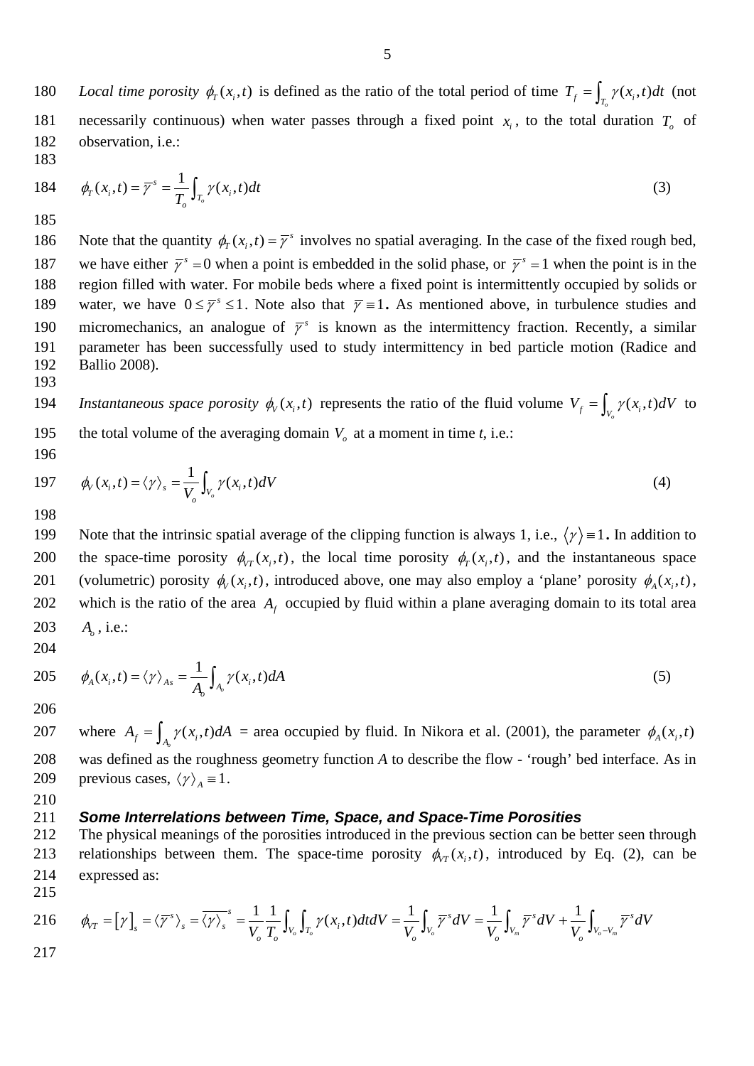*Local time porosity* $\phi_T(x_i,t)$ is defined as the ratio of the total period of time $T_f = \int_{T_o} \gamma(x_i,t)dt$ (not necessarily continuous) when water passes through a fixed point $x_i$, to the total duration $T_o$ of observation, i.e.:

$$\phi_T(x_i,t) = \overline{\gamma}^s = \frac{1}{T_o}\int_{T_o} \gamma(x_i,t)dt \tag{3}$$

Note that the quantity $\phi_T(x_i,t) = \overline{\gamma}^s$ involves no spatial averaging. In the case of the fixed rough bed, we have either $\overline{\gamma}^s = 0$ when a point is embedded in the solid phase, or $\overline{\gamma}^s = 1$ when the point is in the region filled with water. For mobile beds where a fixed point is intermittently occupied by solids or water, we have $0 \le \overline{\gamma}^s \le 1$. Note also that $\overline{\gamma} \equiv 1$. As mentioned above, in turbulence studies and micromechanics, an analogue of $\overline{\gamma}^s$ is known as the intermittency fraction. Recently, a similar parameter has been successfully used to study intermittency in bed particle motion (Radice and Ballio 2008).

*Instantaneous space porosity* $\phi_V(x_i,t)$ represents the ratio of the fluid volume $V_f = \int_{V_o} \gamma(x_i,t)dV$ to the total volume of the averaging domain $V_o$ at a moment in time *t*, i.e.:

$$\phi_V(x_i,t) = \langle \gamma \rangle_s = \frac{1}{V_o}\int_{V_o} \gamma(x_i,t)dV \tag{4}$$

Note that the intrinsic spatial average of the clipping function is always 1, i.e., $\langle \gamma \rangle \equiv 1$. In addition to the space-time porosity $\phi_{VT}(x_i,t)$, the local time porosity $\phi_T(x_i,t)$, and the instantaneous space (volumetric) porosity $\phi_V(x_i,t)$, introduced above, one may also employ a 'plane' porosity $\phi_A(x_i,t)$, which is the ratio of the area $A_f$ occupied by fluid within a plane averaging domain to its total area $A_o$, i.e.:

$$\phi_A(x_i,t) = \langle \gamma \rangle_{As} = \frac{1}{A_o}\int_{A_o} \gamma(x_i,t)dA \tag{5}$$

where $A_f = \int_{A_o} \gamma(x_i,t)dA$ = area occupied by fluid. In Nikora et al. (2001), the parameter $\phi_A(x_i,t)$ was defined as the roughness geometry function *A* to describe the flow - 'rough' bed interface. As in previous cases, $\langle \gamma \rangle_A \equiv 1$.

### Some Interrelations between Time, Space, and Space-Time Porosities

The physical meanings of the porosities introduced in the previous section can be better seen through relationships between them. The space-time porosity $\phi_{VT}(x_i,t)$, introduced by Eq. (2), can be expressed as:

$$\phi_{VT} = [\gamma]_s = \langle \overline{\gamma}^s \rangle_s = \overline{\langle \gamma \rangle_s}^s = \frac{1}{V_o}\frac{1}{T_o}\int_{V_o}\int_{T_o} \gamma(x_i,t)dtdV = \frac{1}{V_o}\int_{V_o} \overline{\gamma}^s dV = \frac{1}{V_o}\int_{V_m} \overline{\gamma}^s dV + \frac{1}{V_o}\int_{V_o - V_m} \overline{\gamma}^s dV$$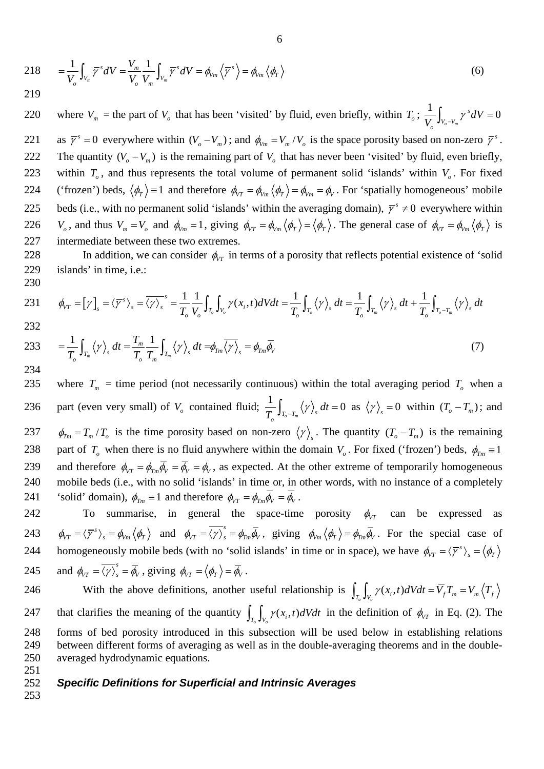$$= \frac{1}{V_o}\int_{V_m} \overline{\gamma}^s dV = \frac{V_m}{V_o}\frac{1}{V_m}\int_{V_m} \overline{\gamma}^s dV = \phi_{Vm}\left\langle \overline{\gamma}^s \right\rangle = \phi_{Vm}\left\langle \phi_T \right\rangle \tag{6}$$

where $V_m$ = the part of $V_o$ that has been 'visited' by fluid, even briefly, within $T_o$; $\frac{1}{V_o}\int_{V_o - V_m} \overline{\gamma}^s dV = 0$ as $\overline{\gamma}^s = 0$ everywhere within $(V_o - V_m)$; and $\phi_{Vm} = V_m / V_o$ is the space porosity based on non-zero $\overline{\gamma}^s$. The quantity $(V_o - V_m)$ is the remaining part of $V_o$ that has never been 'visited' by fluid, even briefly, within $T_o$, and thus represents the total volume of permanent solid 'islands' within $V_o$. For fixed ('frozen') beds, $\left\langle \phi_T \right\rangle \equiv 1$ and therefore $\phi_{VT} = \phi_{Vm}\left\langle \phi_T \right\rangle = \phi_{Vm} = \phi_V$. For 'spatially homogeneous' mobile beds (i.e., with no permanent solid 'islands' within the averaging domain), $\overline{\gamma}^s \neq 0$ everywhere within $V_o$, and thus $V_m = V_o$ and $\phi_{Vm} = 1$, giving $\phi_{VT} = \phi_{Vm}\left\langle \phi_T \right\rangle = \left\langle \phi_T \right\rangle$. The general case of $\phi_{VT} = \phi_{Vm}\left\langle \phi_T \right\rangle$ is intermediate between these two extremes.

In addition, we can consider $\phi_{VT}$ in terms of a porosity that reflects potential existence of 'solid islands' in time, i.e.:

$$\phi_{VT} = \left[\gamma\right]_s = \langle \overline{\gamma}^s \rangle_s = \overline{\langle \gamma \rangle_s}^s = \frac{1}{T_o}\frac{1}{V_o}\int_{T_o}\int_{V_o} \gamma(x_i,t) dV dt = \frac{1}{T_o}\int_{T_o}\left\langle \gamma \right\rangle_s dt = \frac{1}{T_o}\int_{T_m}\left\langle \gamma \right\rangle_s dt + \frac{1}{T_o}\int_{T_o - T_m}\left\langle \gamma \right\rangle_s dt$$

$$= \frac{1}{T_o}\int_{T_m}\left\langle \gamma \right\rangle_s dt = \frac{T_m}{T_o}\frac{1}{T_m}\int_{T_m}\left\langle \gamma \right\rangle_s dt = \phi_{Tm}\overline{\left\langle \gamma \right\rangle}_s = \phi_{Tm}\overline{\phi}_V \tag{7}$$

where $T_m$ = time period (not necessarily continuous) within the total averaging period $T_o$ when a part (even very small) of $V_o$ contained fluid; $\frac{1}{T_o}\int_{T_o - T_m}\left\langle \gamma \right\rangle_s dt = 0$ as $\left\langle \gamma \right\rangle_s = 0$ within $(T_o - T_m)$; and $\phi_{Tm} = T_m / T_o$ is the time porosity based on non-zero $\left\langle \gamma \right\rangle_s$. The quantity $(T_o - T_m)$ is the remaining part of $T_o$ when there is no fluid anywhere within the domain $V_o$. For fixed ('frozen') beds, $\phi_{Tm} \equiv 1$ and therefore $\phi_{VT} = \phi_{Tm}\overline{\phi}_V = \overline{\phi}_V = \phi_V$, as expected. At the other extreme of temporarily homogeneous mobile beds (i.e., with no solid 'islands' in time or, in other words, with no instance of a completely 'solid' domain), $\phi_{Tm} \equiv 1$ and therefore $\phi_{VT} = \phi_{Tm}\overline{\phi}_V = \overline{\phi}_V$.

To summarise, in general the space-time porosity $\phi_{VT}$ can be expressed as $\phi_{VT} = \langle \overline{\gamma}^s \rangle_s = \phi_{Vm}\left\langle \phi_T \right\rangle$ and $\phi_{VT} = \overline{\langle \gamma \rangle}_s^s = \phi_{Tm}\overline{\phi}_V$, giving $\phi_{Vm}\left\langle \phi_T \right\rangle = \phi_{Tm}\overline{\phi}_V$. For the special case of homogeneously mobile beds (with no 'solid islands' in time or in space), we have $\phi_{VT} = \langle \overline{\gamma}^s \rangle_s = \left\langle \phi_T \right\rangle$ and $\phi_{VT} = \overline{\langle \gamma \rangle}_s^s = \overline{\phi}_V$, giving $\phi_{VT} = \left\langle \phi_T \right\rangle = \overline{\phi}_V$.

With the above definitions, another useful relationship is $\int_{T_o}\int_{V_o} \gamma(x_i,t) dV dt = \overline{V}_f T_m = V_m \left\langle T_f \right\rangle$ that clarifies the meaning of the quantity $\int_{T_o}\int_{V_o} \gamma(x_i,t) dV dt$ in the definition of $\phi_{VT}$ in Eq. (2). The forms of bed porosity introduced in this subsection will be used below in establishing relations between different forms of averaging as well as in the double-averaging theorems and in the double-averaged hydrodynamic equations.

### ***Specific Definitions for Superficial and Intrinsic Averages***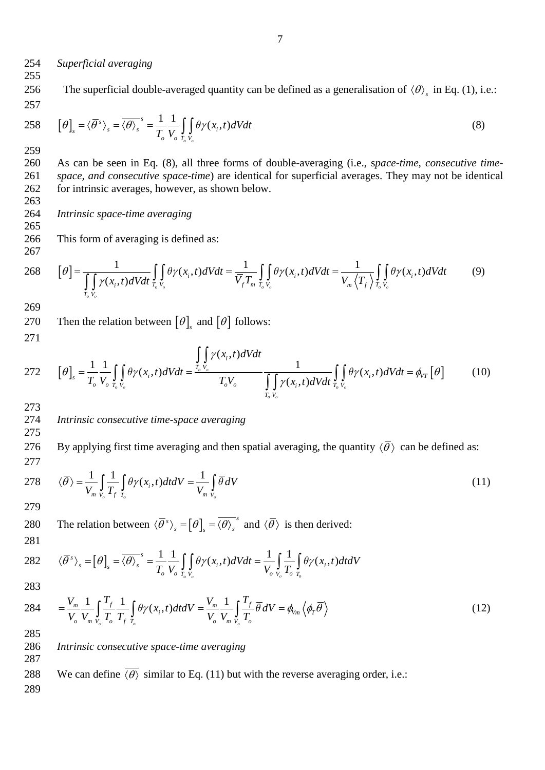*Superficial averaging*

The superficial double-averaged quantity can be defined as a generalisation of $\langle\theta\rangle_s$ in Eq. (1), i.e.:

$$\left[\theta\right]_s = \langle\overline{\theta}^s\rangle_s = \overline{\langle\theta\rangle_s}^s = \frac{1}{T_o}\frac{1}{V_o}\int_{T_o}\int_{V_o}\theta\gamma(x_i,t)dVdt \tag{8}$$

As can be seen in Eq. (8), all three forms of double-averaging (i.e., s*pace-time, consecutive time-space, and consecutive space-time*) are identical for superficial averages. They may not be identical for intrinsic averages, however, as shown below.

*Intrinsic space-time averaging*

This form of averaging is defined as:

$$\left[\theta\right] = \frac{1}{\int_{T_o}\int_{V_o}\gamma(x_i,t)dVdt}\int_{T_o}\int_{V_o}\theta\gamma(x_i,t)dVdt = \frac{1}{\overline{V}_f T_m}\int_{T_o}\int_{V_o}\theta\gamma(x_i,t)dVdt = \frac{1}{V_m\left\langle T_f\right\rangle}\int_{T_o}\int_{V_o}\theta\gamma(x_i,t)dVdt \tag{9}$$

Then the relation between $\left[\theta\right]_s$ and $\left[\theta\right]$ follows:

$$\left[\theta\right]_s = \frac{1}{T_o}\frac{1}{V_o}\int_{T_o}\int_{V_o}\theta\gamma(x_i,t)dVdt = \frac{\int_{T_o}\int_{V_o}\gamma(x_i,t)dVdt}{T_oV_o}\frac{1}{\int_{T_o}\int_{V_o}\gamma(x_i,t)dVdt}\int_{T_o}\int_{V_o}\theta\gamma(x_i,t)dVdt = \phi_{VT}\left[\theta\right] \tag{10}$$

*Intrinsic consecutive time-space averaging*

By applying first time averaging and then spatial averaging, the quantity $\langle\overline{\theta}\rangle$ can be defined as:

$$\langle\overline{\theta}\rangle = \frac{1}{V_m}\int_{V_o}\frac{1}{T_f}\int_{T_o}\theta\gamma(x_i,t)dtdV = \frac{1}{V_m}\int_{V_o}\overline{\theta}dV \tag{11}$$

The relation between $\langle\overline{\theta}^s\rangle_s = \left[\theta\right]_s = \overline{\langle\theta\rangle_s}^s$ and $\langle\overline{\theta}\rangle$ is then derived:

$$\langle\overline{\theta}^s\rangle_s = \left[\theta\right]_s = \overline{\langle\theta\rangle_s}^s = \frac{1}{T_o}\frac{1}{V_o}\int_{T_o}\int_{V_o}\theta\gamma(x_i,t)dVdt = \frac{1}{V_o}\int_{V_o}\frac{1}{T_o}\int_{T_o}\theta\gamma(x_i,t)dtdV$$

$$= \frac{V_m}{V_o}\frac{1}{V_m}\int_{V_o}\frac{T_f}{T_o}\frac{1}{T_f}\int_{T_o}\theta\gamma(x_i,t)dtdV = \frac{V_m}{V_o}\frac{1}{V_m}\int_{V_o}\frac{T_f}{T_o}\overline{\theta}dV = \phi_{Vm}\left\langle\phi_T\overline{\theta}\right\rangle \tag{12}$$

*Intrinsic consecutive space-time averaging*

We can define $\overline{\langle\theta\rangle}$ similar to Eq. (11) but with the reverse averaging order, i.e.: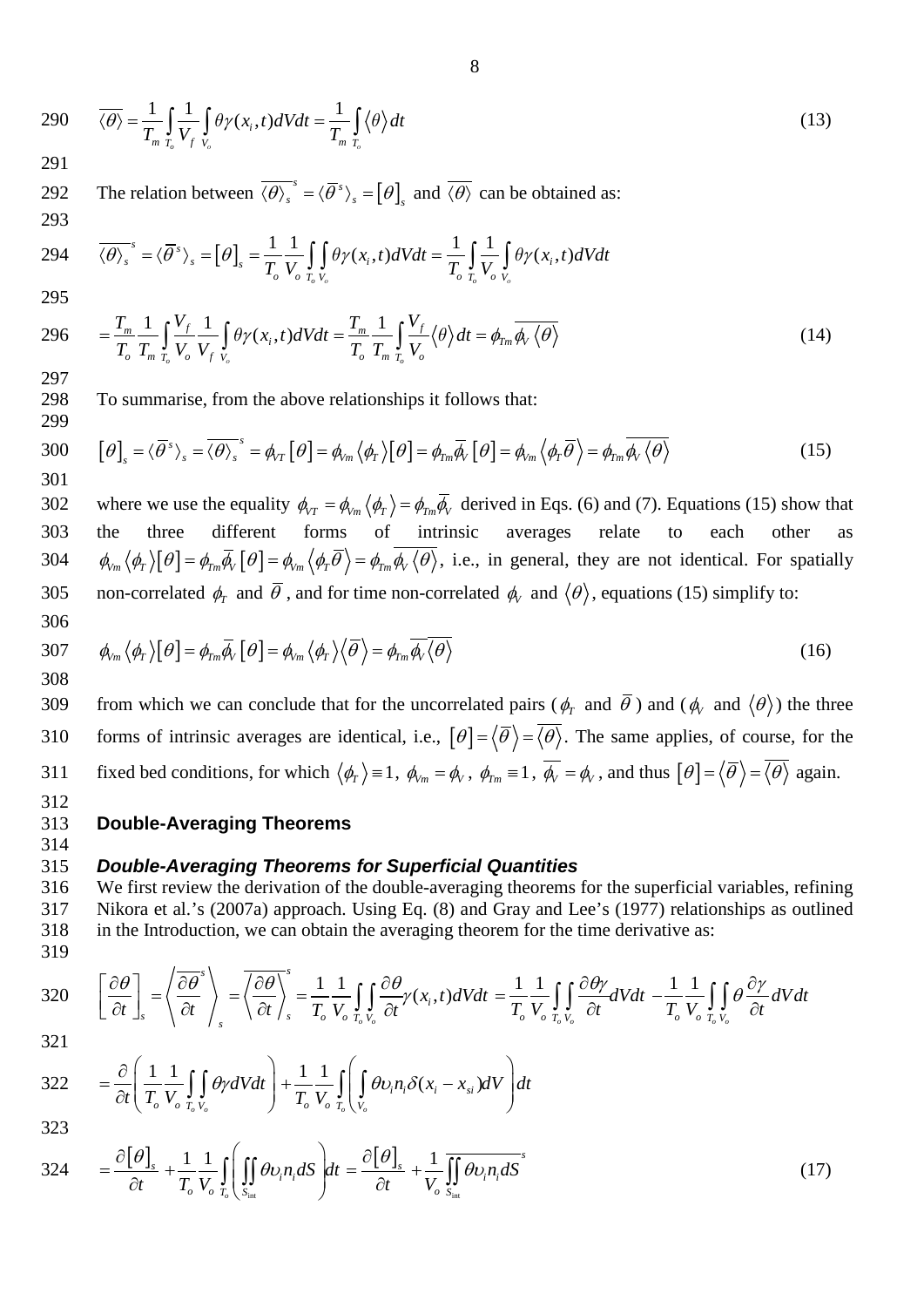$$\overline{\langle\theta\rangle} = \frac{1}{T_m}\int_{T_o}\frac{1}{V_f}\int_{V_o}\theta\gamma(x_i,t)dVdt = \frac{1}{T_m}\int_{T_o}\langle\theta\rangle dt \tag{13}$$

The relation between $\overline{\langle\theta\rangle}_s^{\,s} = \langle\overline{\theta}^s\rangle_s = [\theta]_s$ and $\overline{\langle\theta\rangle}$ can be obtained as:

$$\overline{\langle\theta\rangle}_s^{\,s} = \langle\overline{\theta}^s\rangle_s = [\theta]_s = \frac{1}{T_o}\frac{1}{V_o}\int_{T_o}\int_{V_o}\theta\gamma(x_i,t)dVdt = \frac{1}{T_o}\int_{T_o}\frac{1}{V_o}\int_{V_o}\theta\gamma(x_i,t)dVdt$$

$$= \frac{T_m}{T_o}\frac{1}{T_m}\int_{T_o}\frac{V_f}{V_o}\frac{1}{V_f}\int_{V_o}\theta\gamma(x_i,t)dVdt = \frac{T_m}{T_o}\frac{1}{T_m}\int_{T_o}\frac{V_f}{V_o}\langle\theta\rangle dt = \phi_{Tm}\overline{\phi_V\langle\theta\rangle} \tag{14}$$

To summarise, from the above relationships it follows that:

$$[\theta]_s = \langle\overline{\theta}^s\rangle_s = \overline{\langle\theta\rangle}_s^{\,s} = \phi_{VT}[\theta] = \phi_{Vm}\langle\phi_T\rangle[\theta] = \phi_{Tm}\overline{\phi}_V[\theta] = \phi_{Vm}\langle\phi_T\overline{\theta}\rangle = \phi_{Tm}\overline{\phi_V\langle\theta\rangle} \tag{15}$$

where we use the equality $\phi_{VT} = \phi_{Vm}\langle\phi_T\rangle = \phi_{Tm}\overline{\phi}_V$ derived in Eqs. (6) and (7). Equations (15) show that the three different forms of intrinsic averages relate to each other as $\phi_{Vm}\langle\phi_T\rangle[\theta] = \phi_{Tm}\overline{\phi}_V[\theta] = \phi_{Vm}\langle\phi_T\overline{\theta}\rangle = \phi_{Tm}\overline{\phi_V\langle\theta\rangle}$, i.e., in general, they are not identical. For spatially non-correlated $\phi_T$ and $\overline{\theta}$, and for time non-correlated $\phi_V$ and $\langle\theta\rangle$, equations (15) simplify to:

$$\phi_{Vm}\langle\phi_T\rangle[\theta] = \phi_{Tm}\overline{\phi}_V[\theta] = \phi_{Vm}\langle\phi_T\rangle\langle\overline{\theta}\rangle = \phi_{Tm}\overline{\phi_V}\overline{\langle\theta\rangle} \tag{16}$$

from which we can conclude that for the uncorrelated pairs ($\phi_T$ and $\overline{\theta}$) and ($\phi_V$ and $\langle\theta\rangle$) the three forms of intrinsic averages are identical, i.e., $[\theta] = \langle\overline{\theta}\rangle = \overline{\langle\theta\rangle}$. The same applies, of course, for the fixed bed conditions, for which $\langle\phi_T\rangle \equiv 1$, $\phi_{Vm} = \phi_V$, $\phi_{Tm} \equiv 1$, $\overline{\phi_V} = \phi_V$, and thus $[\theta] = \langle\overline{\theta}\rangle = \overline{\langle\theta\rangle}$ again.

## Double-Averaging Theorems

### *Double-Averaging Theorems for Superficial Quantities*

We first review the derivation of the double-averaging theorems for the superficial variables, refining Nikora et al.'s (2007a) approach. Using Eq. (8) and Gray and Lee's (1977) relationships as outlined in the Introduction, we can obtain the averaging theorem for the time derivative as:

$$\left[\frac{\partial\theta}{\partial t}\right]_s = \left\langle\overline{\frac{\partial\theta}{\partial t}}^s\right\rangle_s = \overline{\left\langle\frac{\partial\theta}{\partial t}\right\rangle}_s^{\,s} = \frac{1}{T_o}\frac{1}{V_o}\int_{T_o}\int_{V_o}\frac{\partial\theta}{\partial t}\gamma(x_i,t)dVdt = \frac{1}{T_o}\frac{1}{V_o}\int_{T_o}\int_{V_o}\frac{\partial\theta\gamma}{\partial t}dVdt - \frac{1}{T_o}\frac{1}{V_o}\int_{T_o}\int_{V_o}\theta\frac{\partial\gamma}{\partial t}dVdt$$

$$= \frac{\partial}{\partial t}\left(\frac{1}{T_o}\frac{1}{V_o}\int_{T_o}\int_{V_o}\theta\gamma dVdt\right) + \frac{1}{T_o}\frac{1}{V_o}\int_{T_o}\left(\int_{V_o}\theta\upsilon_i n_i\delta(x_i - x_{si})dV\right)dt$$

$$= \frac{\partial[\theta]_s}{\partial t} + \frac{1}{T_o}\frac{1}{V_o}\int_{T_o}\left(\iint_{S_{\text{int}}}\theta\upsilon_i n_i dS\right)dt = \frac{\partial[\theta]_s}{\partial t} + \frac{1}{V_o}\overline{\iint_{S_{\text{int}}}\theta\upsilon_i n_i dS}^s \tag{17}$$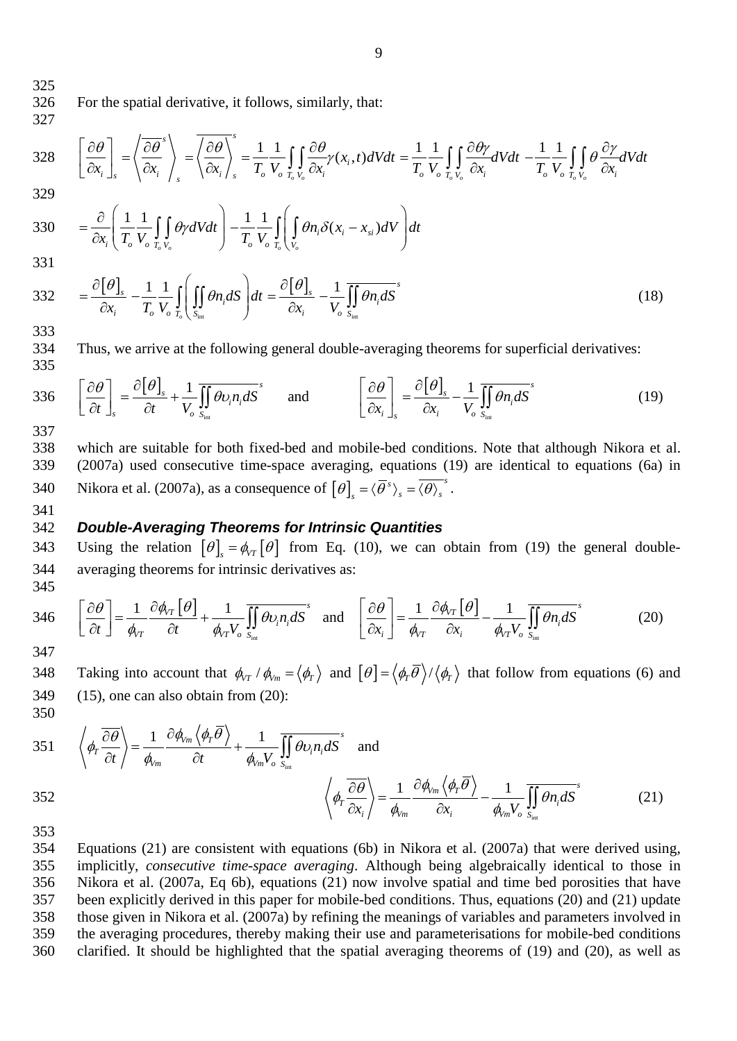For the spatial derivative, it follows, similarly, that:

$$\left[\frac{\partial \theta}{\partial x_i}\right]_s = \left\langle \overline{\frac{\partial \theta}{\partial x_i}}^s \right\rangle_s = \overline{\left\langle \frac{\partial \theta}{\partial x_i} \right\rangle_s}^s = \frac{1}{T_o}\frac{1}{V_o}\int_{T_o}\int_{V_o}\frac{\partial \theta}{\partial x_i}\gamma(x_i,t)dVdt = \frac{1}{T_o}\frac{1}{V_o}\int_{T_o}\int_{V_o}\frac{\partial \theta\gamma}{\partial x_i}dVdt - \frac{1}{T_o}\frac{1}{V_o}\int_{T_o}\int_{V_o}\theta\frac{\partial \gamma}{\partial x_i}dVdt$$

$$= \frac{\partial}{\partial x_i}\left(\frac{1}{T_o}\frac{1}{V_o}\int_{T_o}\int_{V_o}\theta\gamma dVdt\right) - \frac{1}{T_o}\frac{1}{V_o}\int_{T_o}\left(\int_{V_o}\theta n_i \delta(x_i - x_{si})dV\right)dt$$

$$= \frac{\partial[\theta]_s}{\partial x_i} - \frac{1}{T_o}\frac{1}{V_o}\int_{T_o}\left(\iint_{S_{int}}\theta n_i dS\right)dt = \frac{\partial[\theta]_s}{\partial x_i} - \frac{1}{V_o}\overline{\iint_{S_{int}}\theta n_i dS}^s \tag{18}$$

Thus, we arrive at the following general double-averaging theorems for superficial derivatives:

$$\left[\frac{\partial \theta}{\partial t}\right]_s = \frac{\partial[\theta]_s}{\partial t} + \frac{1}{V_o}\overline{\iint_{S_{int}}\theta \upsilon_i n_i dS}^s \quad \text{and} \quad \left[\frac{\partial \theta}{\partial x_i}\right]_s = \frac{\partial[\theta]_s}{\partial x_i} - \frac{1}{V_o}\overline{\iint_{S_{int}}\theta n_i dS}^s \tag{19}$$

which are suitable for both fixed-bed and mobile-bed conditions. Note that although Nikora et al. (2007a) used consecutive time-space averaging, equations (19) are identical to equations (6a) in Nikora et al. (2007a), as a consequence of $[\theta]_s = \langle \overline{\theta}^s \rangle_s = \overline{\langle \theta \rangle_s}^s$.

### *Double-Averaging Theorems for Intrinsic Quantities*

Using the relation $[\theta]_s = \phi_{VT}[\theta]$ from Eq. (10), we can obtain from (19) the general double-averaging theorems for intrinsic derivatives as:

$$\left[\frac{\partial \theta}{\partial t}\right] = \frac{1}{\phi_{VT}}\frac{\partial \phi_{VT}[\theta]}{\partial t} + \frac{1}{\phi_{VT}V_o}\overline{\iint_{S_{int}}\theta \upsilon_i n_i dS}^s \quad \text{and} \quad \left[\frac{\partial \theta}{\partial x_i}\right] = \frac{1}{\phi_{VT}}\frac{\partial \phi_{VT}[\theta]}{\partial x_i} - \frac{1}{\phi_{VT}V_o}\overline{\iint_{S_{int}}\theta n_i dS}^s \tag{20}$$

Taking into account that $\phi_{VT}/\phi_{Vm} = \langle \phi_T \rangle$ and $[\theta] = \langle \phi_T \overline{\theta} \rangle / \langle \phi_T \rangle$ that follow from equations (6) and (15), one can also obtain from (20):

$$\left\langle \phi_T \overline{\frac{\partial \theta}{\partial t}} \right\rangle = \frac{1}{\phi_{Vm}}\frac{\partial \phi_{Vm}\langle \phi_T \overline{\theta} \rangle}{\partial t} + \frac{1}{\phi_{Vm}V_o}\overline{\iint_{S_{int}}\theta \upsilon_i n_i dS}^s \quad \text{and}$$

$$\left\langle \phi_T \overline{\frac{\partial \theta}{\partial x_i}} \right\rangle = \frac{1}{\phi_{Vm}}\frac{\partial \phi_{Vm}\langle \phi_T \overline{\theta} \rangle}{\partial x_i} - \frac{1}{\phi_{Vm}V_o}\overline{\iint_{S_{int}}\theta n_i dS}^s \tag{21}$$

Equations (21) are consistent with equations (6b) in Nikora et al. (2007a) that were derived using, implicitly, *consecutive time-space averaging*. Although being algebraically identical to those in Nikora et al. (2007a, Eq 6b), equations (21) now involve spatial and time bed porosities that have been explicitly derived in this paper for mobile-bed conditions. Thus, equations (20) and (21) update those given in Nikora et al. (2007a) by refining the meanings of variables and parameters involved in the averaging procedures, thereby making their use and parameterisations for mobile-bed conditions clarified. It should be highlighted that the spatial averaging theorems of (19) and (20), as well as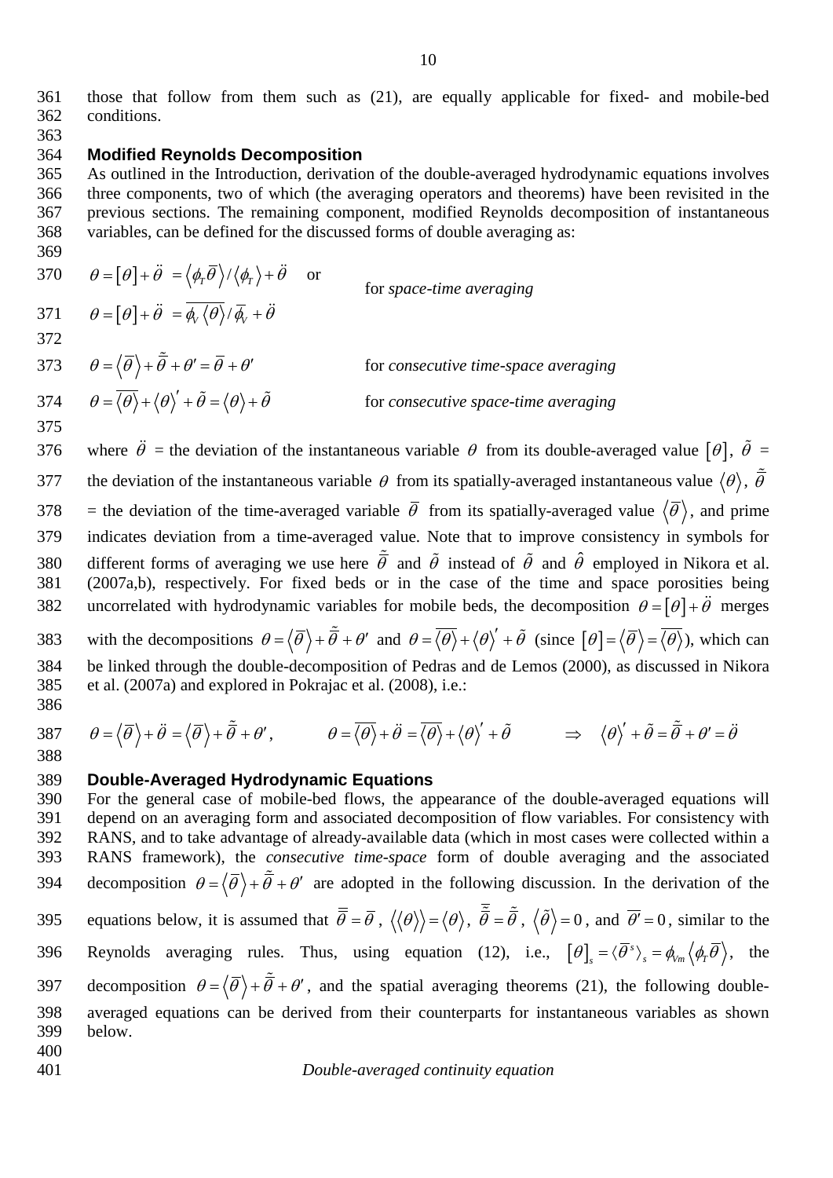those that follow from them such as (21), are equally applicable for fixed- and mobile-bed conditions.

## Modified Reynolds Decomposition

As outlined in the Introduction, derivation of the double-averaged hydrodynamic equations involves three components, two of which (the averaging operators and theorems) have been revisited in the previous sections. The remaining component, modified Reynolds decomposition of instantaneous variables, can be defined for the discussed forms of double averaging as:

$$\theta = [\theta] + \ddot{\theta} = \langle \phi_T \overline{\theta} \rangle / \langle \phi_T \rangle + \ddot{\theta} \quad \text{or} \qquad \text{for } \textit{space-time averaging}$$

$$\theta = [\theta] + \ddot{\theta} = \overline{\phi_V \langle \theta \rangle} / \overline{\phi}_V + \ddot{\theta}$$

$$\theta = \langle \overline{\theta} \rangle + \tilde{\overline{\theta}} + \theta' = \overline{\theta} + \theta' \qquad \text{for } \textit{consecutive time-space averaging}$$

$$\theta = \overline{\langle \theta \rangle} + \langle \theta \rangle' + \tilde{\theta} = \langle \theta \rangle + \tilde{\theta} \qquad \text{for } \textit{consecutive space-time averaging}$$

where $\ddot{\theta}$ = the deviation of the instantaneous variable $\theta$ from its double-averaged value $[\theta]$, $\tilde{\theta}$ = the deviation of the instantaneous variable $\theta$ from its spatially-averaged instantaneous value $\langle \theta \rangle$, $\tilde{\overline{\theta}}$ = the deviation of the time-averaged variable $\overline{\theta}$ from its spatially-averaged value $\langle \overline{\theta} \rangle$, and prime indicates deviation from a time-averaged value. Note that to improve consistency in symbols for different forms of averaging we use here $\tilde{\overline{\theta}}$ and $\tilde{\theta}$ instead of $\tilde{\theta}$ and $\hat{\theta}$ employed in Nikora et al. (2007a,b), respectively. For fixed beds or in the case of the time and space porosities being uncorrelated with hydrodynamic variables for mobile beds, the decomposition $\theta = [\theta] + \ddot{\theta}$ merges with the decompositions $\theta = \langle \overline{\theta} \rangle + \tilde{\overline{\theta}} + \theta'$ and $\theta = \overline{\langle \theta \rangle} + \langle \theta \rangle' + \tilde{\theta}$ (since $[\theta] = \langle \overline{\theta} \rangle = \overline{\langle \theta \rangle}$), which can be linked through the double-decomposition of Pedras and de Lemos (2000), as discussed in Nikora et al. (2007a) and explored in Pokrajac et al. (2008), i.e.:

$$\theta = \langle \overline{\theta} \rangle + \ddot{\theta} = \langle \overline{\theta} \rangle + \tilde{\overline{\theta}} + \theta', \qquad \theta = \overline{\langle \theta \rangle} + \ddot{\theta} = \overline{\langle \theta \rangle} + \langle \theta \rangle' + \tilde{\theta} \qquad \Rightarrow \quad \langle \theta \rangle' + \tilde{\theta} = \tilde{\overline{\theta}} + \theta' = \ddot{\theta}$$

## Double-Averaged Hydrodynamic Equations

For the general case of mobile-bed flows, the appearance of the double-averaged equations will depend on an averaging form and associated decomposition of flow variables. For consistency with RANS, and to take advantage of already-available data (which in most cases were collected within a RANS framework), the *consecutive time-space* form of double averaging and the associated decomposition $\theta = \langle \overline{\theta} \rangle + \tilde{\overline{\theta}} + \theta'$ are adopted in the following discussion. In the derivation of the equations below, it is assumed that $\overline{\overline{\theta}} = \overline{\theta}$, $\langle \langle \theta \rangle \rangle = \langle \theta \rangle$, $\overline{\tilde{\overline{\theta}}} = \tilde{\overline{\theta}}$, $\langle \tilde{\theta} \rangle = 0$, and $\overline{\theta'} = 0$, similar to the Reynolds averaging rules. Thus, using equation (12), i.e., $[\theta]_s = \langle \overline{\theta}^s \rangle_s = \phi_{Vm} \langle \phi_T \overline{\theta} \rangle$, the decomposition $\theta = \langle \overline{\theta} \rangle + \tilde{\overline{\theta}} + \theta'$, and the spatial averaging theorems (21), the following double-averaged equations can be derived from their counterparts for instantaneous variables as shown below.

*Double-averaged continuity equation*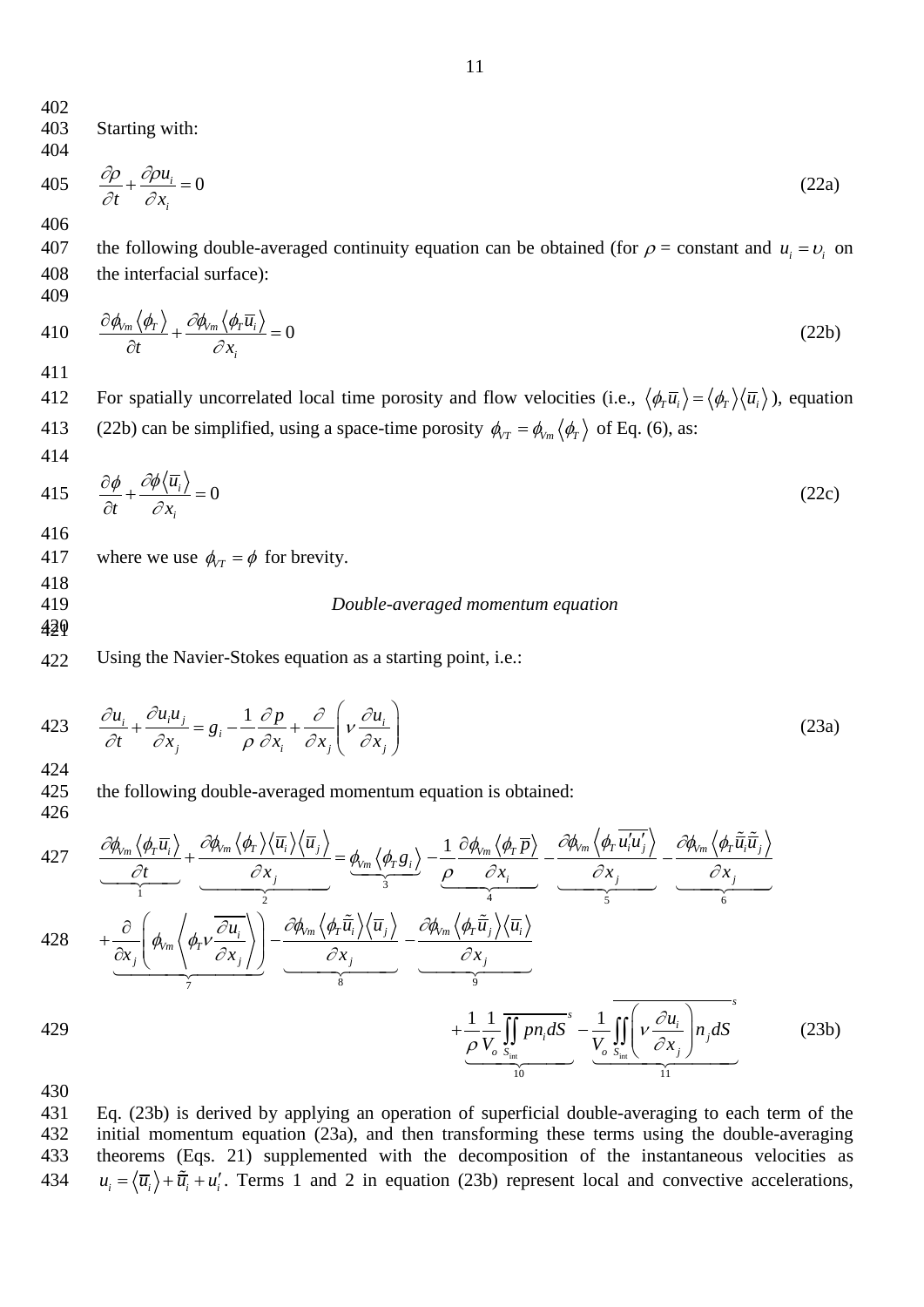Starting with:

$$\frac{\partial \rho}{\partial t}+\frac{\partial \rho u_i}{\partial x_i}=0 \tag{22a}$$

the following double-averaged continuity equation can be obtained (for $\rho$ = constant and $u_i = \upsilon_i$ on the interfacial surface):

$$\frac{\partial \phi_{Vm}\left\langle \phi_T \right\rangle}{\partial t}+\frac{\partial \phi_{Vm}\left\langle \phi_T \overline{u}_i \right\rangle}{\partial x_i}=0 \tag{22b}$$

For spatially uncorrelated local time porosity and flow velocities (i.e., $\left\langle \phi_T \overline{u}_i \right\rangle = \left\langle \phi_T \right\rangle \left\langle \overline{u}_i \right\rangle$), equation (22b) can be simplified, using a space-time porosity $\phi_{VT} = \phi_{Vm}\left\langle \phi_T \right\rangle$ of Eq. (6), as:

$$\frac{\partial \phi}{\partial t}+\frac{\partial \phi \left\langle \overline{u}_i \right\rangle}{\partial x_i}=0 \tag{22c}$$

where we use $\phi_{VT} = \phi$ for brevity.

*Double-averaged momentum equation*

Using the Navier-Stokes equation as a starting point, i.e.:

$$\frac{\partial u_i}{\partial t}+\frac{\partial u_i u_j}{\partial x_j}=g_i-\frac{1}{\rho}\frac{\partial p}{\partial x_i}+\frac{\partial}{\partial x_j}\left(\nu \frac{\partial u_i}{\partial x_j}\right) \tag{23a}$$

the following double-averaged momentum equation is obtained:

$$\begin{aligned}
&\underbrace{\frac{\partial \phi_{Vm}\left\langle \phi_T \overline{u}_i \right\rangle}{\partial t}}_{1}+\underbrace{\frac{\partial \phi_{Vm}\left\langle \phi_T \right\rangle \left\langle \overline{u}_i \right\rangle \left\langle \overline{u}_j \right\rangle}{\partial x_j}}_{2}=\underbrace{\phi_{Vm}\left\langle \phi_T g_i \right\rangle}_{3}-\underbrace{\frac{1}{\rho}\frac{\partial \phi_{Vm}\left\langle \phi_T \overline{p} \right\rangle}{\partial x_i}}_{4}-\underbrace{\frac{\partial \phi_{Vm}\left\langle \phi_T \overline{u_i' u_j'} \right\rangle}{\partial x_j}}_{5}-\underbrace{\frac{\partial \phi_{Vm}\left\langle \phi_T \tilde{\overline{u}}_i \tilde{\overline{u}}_j \right\rangle}{\partial x_j}}_{6} \\
&+\underbrace{\frac{\partial}{\partial x_j}\left(\phi_{Vm}\left\langle \phi_T \nu \overline{\frac{\partial u_i}{\partial x_j}} \right\rangle\right)}_{7}-\underbrace{\frac{\partial \phi_{Vm}\left\langle \phi_T \tilde{\overline{u}}_i \right\rangle \left\langle \overline{u}_j \right\rangle}{\partial x_j}}_{8}-\underbrace{\frac{\partial \phi_{Vm}\left\langle \phi_T \tilde{\overline{u}}_j \right\rangle \left\langle \overline{u}_i \right\rangle}{\partial x_j}}_{9} \\
&+\underbrace{\frac{1}{\rho}\frac{1}{V_o}\overline{\iint_{S_{\text{int}}} p n_i dS}^{s}}_{10}-\underbrace{\frac{1}{V_o}\overline{\iint_{S_{\text{int}}}\left(\nu \frac{\partial u_i}{\partial x_j}\right) n_j dS}^{s}}_{11}
\end{aligned} \tag{23b}$$

Eq. (23b) is derived by applying an operation of superficial double-averaging to each term of the initial momentum equation (23a), and then transforming these terms using the double-averaging theorems (Eqs. 21) supplemented with the decomposition of the instantaneous velocities as $u_i = \left\langle \overline{u}_i \right\rangle + \tilde{\overline{u}}_i + u_i'$. Terms 1 and 2 in equation (23b) represent local and convective accelerations,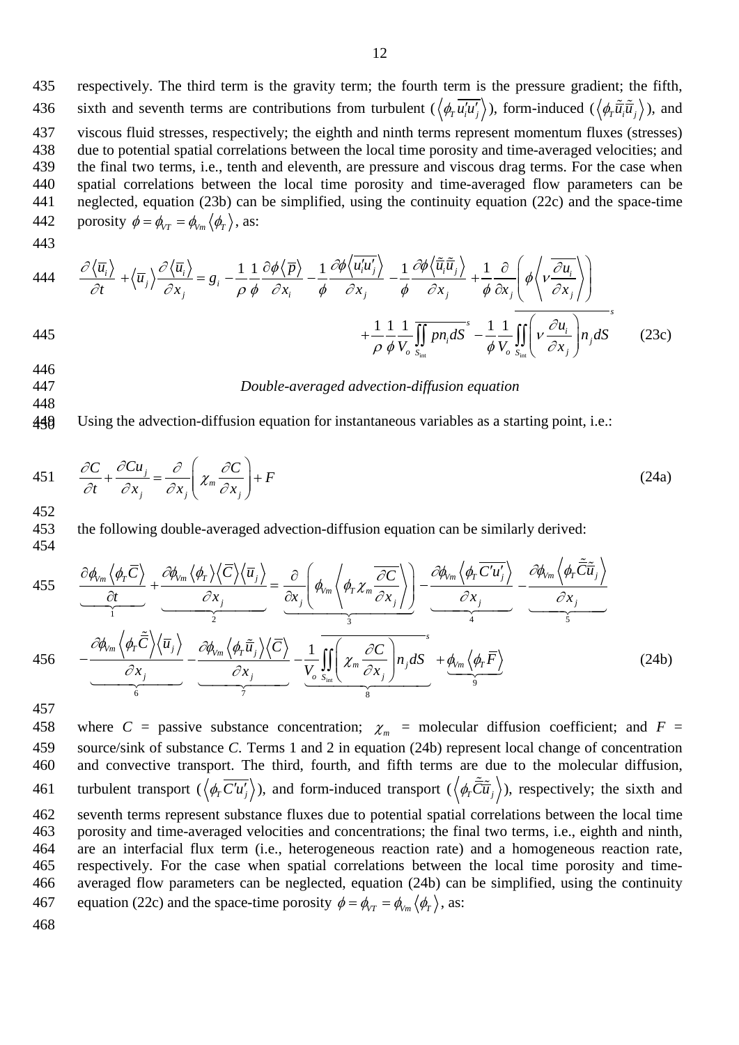respectively. The third term is the gravity term; the fourth term is the pressure gradient; the fifth, sixth and seventh terms are contributions from turbulent ($\left\langle \phi_T \overline{u_i' u_j'} \right\rangle$), form-induced ($\left\langle \phi_T \tilde{\bar{u}}_i \tilde{\bar{u}}_j \right\rangle$), and viscous fluid stresses, respectively; the eighth and ninth terms represent momentum fluxes (stresses) due to potential spatial correlations between the local time porosity and time-averaged velocities; and the final two terms, i.e., tenth and eleventh, are pressure and viscous drag terms. For the case when spatial correlations between the local time porosity and time-averaged flow parameters can be neglected, equation (23b) can be simplified, using the continuity equation (22c) and the space-time porosity $\phi = \phi_{VT} = \phi_{Vm} \left\langle \phi_T \right\rangle$, as:

$$\frac{\partial \left\langle \bar{u}_i \right\rangle}{\partial t} + \left\langle \bar{u}_j \right\rangle \frac{\partial \left\langle \bar{u}_i \right\rangle}{\partial x_j} = g_i - \frac{1}{\rho}\frac{1}{\phi}\frac{\partial \phi \left\langle \bar{p} \right\rangle}{\partial x_i} - \frac{1}{\phi}\frac{\partial \phi \left\langle \overline{u_i' u_j'} \right\rangle}{\partial x_j} - \frac{1}{\phi}\frac{\partial \phi \left\langle \tilde{\bar{u}}_i \tilde{\bar{u}}_j \right\rangle}{\partial x_j} + \frac{1}{\phi}\frac{\partial}{\partial x_j}\left( \phi \left\langle \nu \frac{\overline{\partial u_i}}{\partial x_j} \right\rangle \right)$$
$$+ \frac{1}{\rho}\frac{1}{\phi}\frac{1}{V_o}\overline{\iint_{S_{int}} p n_i dS}^{s} - \frac{1}{\phi}\frac{1}{V_o}\overline{\iint_{S_{int}} \left( \nu \frac{\partial u_i}{\partial x_j} \right) n_j dS}^{s} \qquad (23c)$$

*Double-averaged advection-diffusion equation*

Using the advection-diffusion equation for instantaneous variables as a starting point, i.e.:

$$\frac{\partial C}{\partial t} + \frac{\partial C u_j}{\partial x_j} = \frac{\partial}{\partial x_j}\left( \chi_m \frac{\partial C}{\partial x_j} \right) + F \qquad (24a)$$

the following double-averaged advection-diffusion equation can be similarly derived:

$$\underbrace{\frac{\partial \phi_{Vm} \left\langle \phi_T \bar{C} \right\rangle}{\partial t}}_{1} + \underbrace{\frac{\partial \phi_{Vm} \left\langle \phi_T \right\rangle \left\langle \bar{C} \right\rangle \left\langle \bar{u}_j \right\rangle}{\partial x_j}}_{2} = \underbrace{\frac{\partial}{\partial x_j}\left( \phi_{Vm} \left\langle \phi_T \chi_m \frac{\overline{\partial C}}{\partial x_j} \right\rangle \right)}_{3} - \underbrace{\frac{\partial \phi_{Vm} \left\langle \phi_T \overline{C' u_j'} \right\rangle}{\partial x_j}}_{4} - \underbrace{\frac{\partial \phi_{Vm} \left\langle \phi_T \tilde{\bar{C}} \tilde{\bar{u}}_j \right\rangle}{\partial x_j}}_{5}$$
$$- \underbrace{\frac{\partial \phi_{Vm} \left\langle \phi_T \tilde{\bar{C}} \right\rangle \left\langle \bar{u}_j \right\rangle}{\partial x_j}}_{6} - \underbrace{\frac{\partial \phi_{Vm} \left\langle \phi_T \tilde{\bar{u}}_j \right\rangle \left\langle \bar{C} \right\rangle}{\partial x_j}}_{7} - \underbrace{\frac{1}{V_o}\overline{\iint_{S_{int}} \left( \chi_m \frac{\partial C}{\partial x_j} \right) n_j dS}^{s}}_{8} + \underbrace{\phi_{Vm} \left\langle \phi_T \bar{F} \right\rangle}_{9} \qquad (24b)$$

where $C$ = passive substance concentration; $\chi_m$ = molecular diffusion coefficient; and $F$ = source/sink of substance $C$. Terms 1 and 2 in equation (24b) represent local change of concentration and convective transport. The third, fourth, and fifth terms are due to the molecular diffusion, turbulent transport ($\left\langle \phi_T \overline{C' u_j'} \right\rangle$), and form-induced transport ($\left\langle \phi_T \tilde{\bar{C}} \tilde{\bar{u}}_j \right\rangle$), respectively; the sixth and seventh terms represent substance fluxes due to potential spatial correlations between the local time porosity and time-averaged velocities and concentrations; the final two terms, i.e., eighth and ninth, are an interfacial flux term (i.e., heterogeneous reaction rate) and a homogeneous reaction rate, respectively. For the case when spatial correlations between the local time porosity and time-averaged flow parameters can be neglected, equation (24b) can be simplified, using the continuity equation (22c) and the space-time porosity $\phi = \phi_{VT} = \phi_{Vm} \left\langle \phi_T \right\rangle$, as: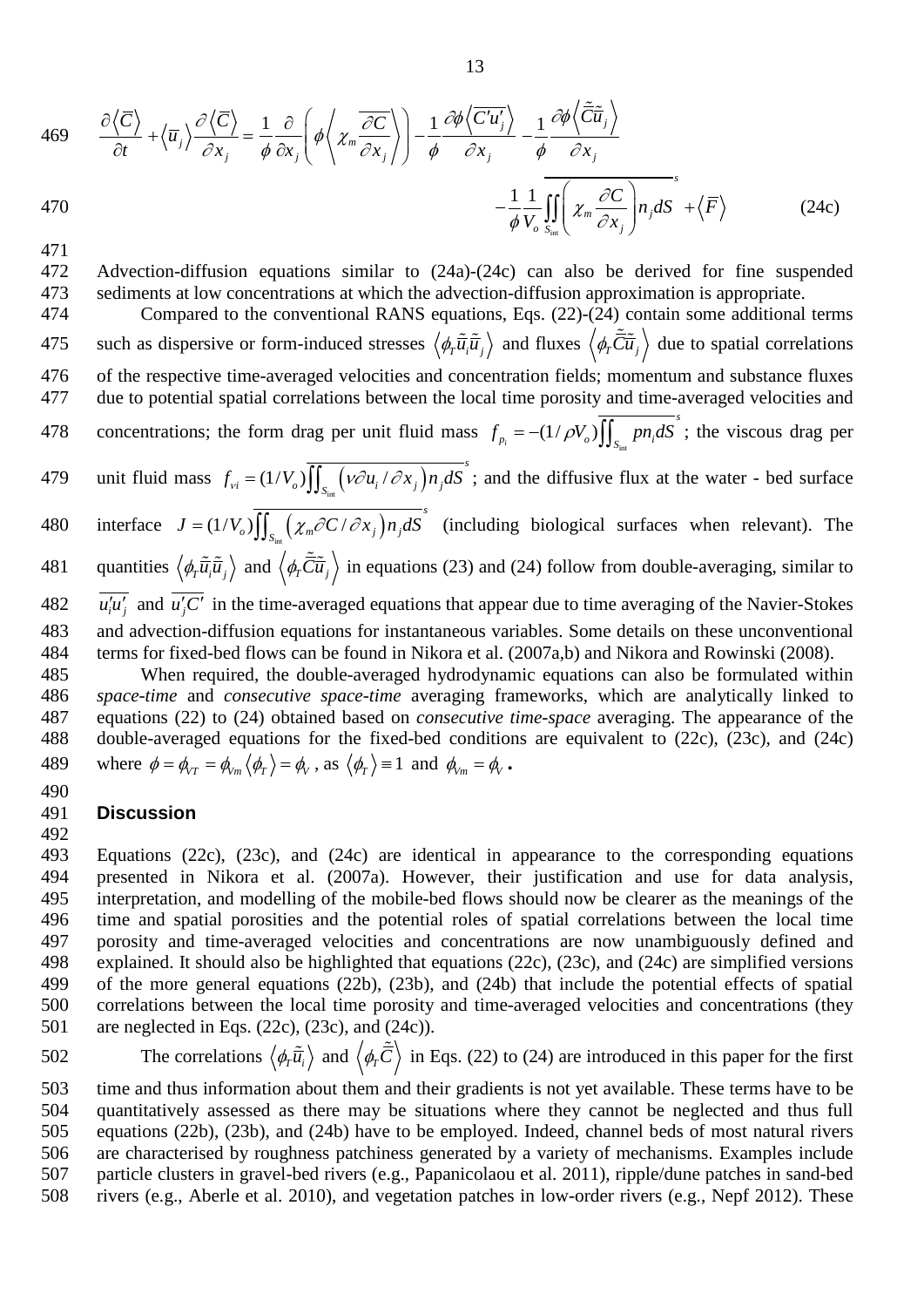$$\frac{\partial\langle\bar{C}\rangle}{\partial t}+\langle\bar{u}_j\rangle\frac{\partial\langle\bar{C}\rangle}{\partial x_j}=\frac{1}{\phi}\frac{\partial}{\partial x_j}\left(\phi\left\langle\chi_m\overline{\frac{\partial C}{\partial x_j}}\right\rangle\right)-\frac{1}{\phi}\frac{\partial\phi\left\langle\overline{C'u'_j}\right\rangle}{\partial x_j}-\frac{1}{\phi}\frac{\partial\phi\left\langle\tilde{\bar{C}}\tilde{\bar{u}}_j\right\rangle}{\partial x_j}$$

$$-\frac{1}{\phi}\frac{1}{V_o}\overline{\iint_{S_{int}}\left(\chi_m\frac{\partial C}{\partial x_j}\right)n_j dS}^{s}+\langle\bar{F}\rangle \qquad (24c)$$

Advection-diffusion equations similar to (24a)-(24c) can also be derived for fine suspended sediments at low concentrations at which the advection-diffusion approximation is appropriate.

Compared to the conventional RANS equations, Eqs. (22)-(24) contain some additional terms such as dispersive or form-induced stresses $\langle\phi_T\tilde{\bar{u}}_i\tilde{\bar{u}}_j\rangle$ and fluxes $\langle\phi_T\tilde{\bar{C}}\tilde{\bar{u}}_j\rangle$ due to spatial correlations of the respective time-averaged velocities and concentration fields; momentum and substance fluxes due to potential spatial correlations between the local time porosity and time-averaged velocities and concentrations; the form drag per unit fluid mass $f_{p_i}=-(1/\rho V_o)\overline{\iint_{S_{int}}pn_i dS}^{s}$; the viscous drag per unit fluid mass $f_{vi}=(1/V_o)\overline{\iint_{S_{int}}\left(\nu\partial u_i/\partial x_j\right)n_j dS}^{s}$; and the diffusive flux at the water - bed surface interface $J=(1/V_o)\overline{\iint_{S_{int}}\left(\chi_m\partial C/\partial x_j\right)n_j dS}^{s}$ (including biological surfaces when relevant). The quantities $\langle\phi_T\tilde{\bar{u}}_i\tilde{\bar{u}}_j\rangle$ and $\langle\phi_T\tilde{\bar{C}}\tilde{\bar{u}}_j\rangle$ in equations (23) and (24) follow from double-averaging, similar to $\overline{u'_i u'_j}$ and $\overline{u'_j C'}$ in the time-averaged equations that appear due to time averaging of the Navier-Stokes and advection-diffusion equations for instantaneous variables. Some details on these unconventional terms for fixed-bed flows can be found in Nikora et al. (2007a,b) and Nikora and Rowinski (2008).

When required, the double-averaged hydrodynamic equations can also be formulated within *space-time* and *consecutive space-time* averaging frameworks, which are analytically linked to equations (22) to (24) obtained based on *consecutive time-space* averaging. The appearance of the double-averaged equations for the fixed-bed conditions are equivalent to (22c), (23c), and (24c) where $\phi=\phi_{VT}=\phi_{Vm}\langle\phi_T\rangle=\phi_V$, as $\langle\phi_T\rangle\equiv 1$ and $\phi_{Vm}=\phi_V$.

## Discussion

Equations (22c), (23c), and (24c) are identical in appearance to the corresponding equations presented in Nikora et al. (2007a). However, their justification and use for data analysis, interpretation, and modelling of the mobile-bed flows should now be clearer as the meanings of the time and spatial porosities and the potential roles of spatial correlations between the local time porosity and time-averaged velocities and concentrations are now unambiguously defined and explained. It should also be highlighted that equations (22c), (23c), and (24c) are simplified versions of the more general equations (22b), (23b), and (24b) that include the potential effects of spatial correlations between the local time porosity and time-averaged velocities and concentrations (they are neglected in Eqs. (22c), (23c), and (24c)).

The correlations $\langle\phi_T\tilde{\bar{u}}_i\rangle$ and $\langle\phi_T\tilde{\bar{C}}\rangle$ in Eqs. (22) to (24) are introduced in this paper for the first time and thus information about them and their gradients is not yet available. These terms have to be quantitatively assessed as there may be situations where they cannot be neglected and thus full equations (22b), (23b), and (24b) have to be employed. Indeed, channel beds of most natural rivers are characterised by roughness patchiness generated by a variety of mechanisms. Examples include particle clusters in gravel-bed rivers (e.g., Papanicolaou et al. 2011), ripple/dune patches in sand-bed rivers (e.g., Aberle et al. 2010), and vegetation patches in low-order rivers (e.g., Nepf 2012). These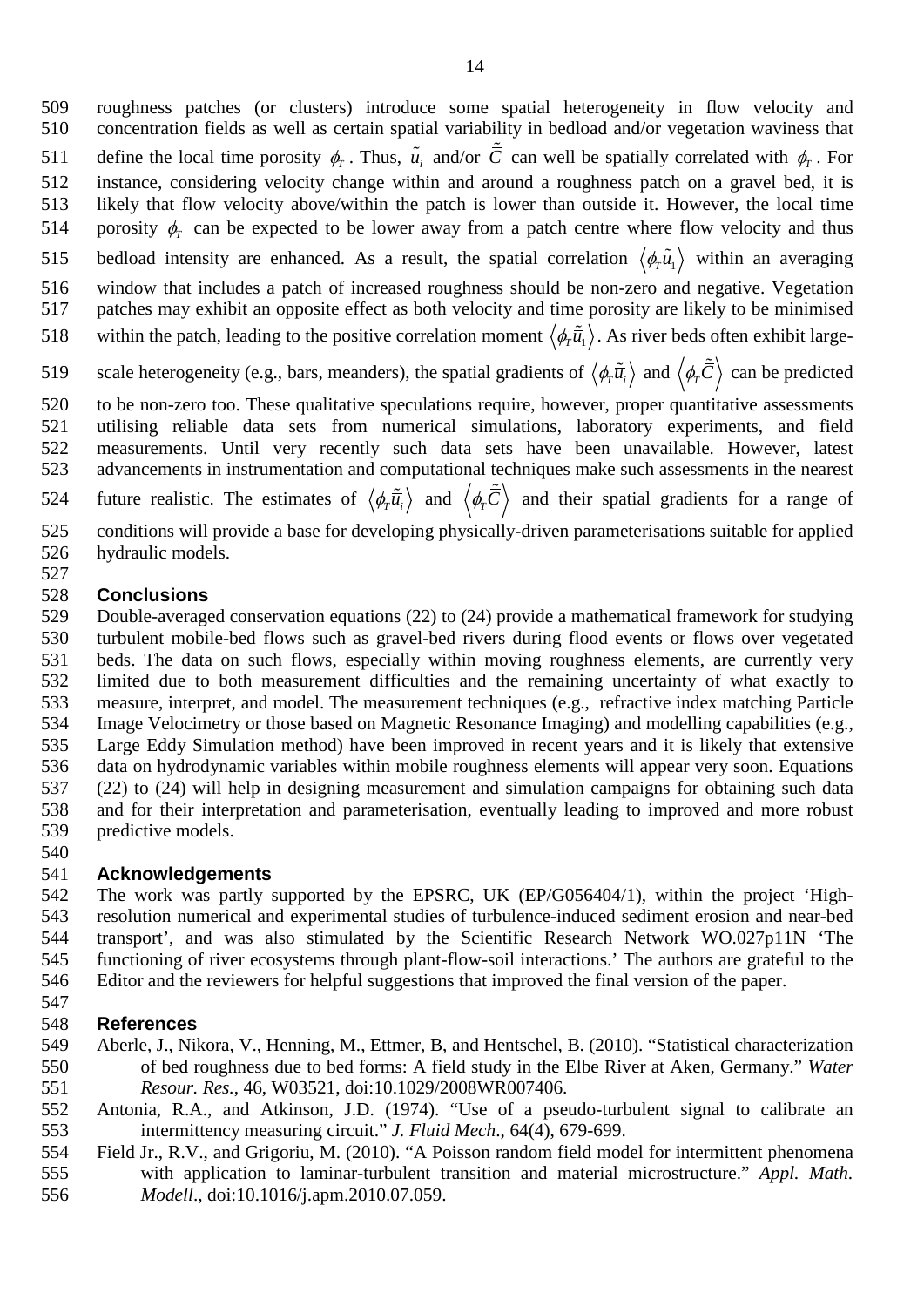roughness patches (or clusters) introduce some spatial heterogeneity in flow velocity and concentration fields as well as certain spatial variability in bedload and/or vegetation waviness that define the local time porosity $\phi_T$. Thus, $\tilde{\bar{u}}_i$ and/or $\tilde{\bar{C}}$ can well be spatially correlated with $\phi_T$. For instance, considering velocity change within and around a roughness patch on a gravel bed, it is likely that flow velocity above/within the patch is lower than outside it. However, the local time porosity $\phi_T$ can be expected to be lower away from a patch centre where flow velocity and thus bedload intensity are enhanced. As a result, the spatial correlation $\left\langle \phi_T \tilde{\bar{u}}_1 \right\rangle$ within an averaging window that includes a patch of increased roughness should be non-zero and negative. Vegetation patches may exhibit an opposite effect as both velocity and time porosity are likely to be minimised within the patch, leading to the positive correlation moment $\left\langle \phi_T \tilde{\bar{u}}_1 \right\rangle$. As river beds often exhibit large-scale heterogeneity (e.g., bars, meanders), the spatial gradients of $\left\langle \phi_T \tilde{\bar{u}}_i \right\rangle$ and $\left\langle \phi_T \tilde{\bar{C}} \right\rangle$ can be predicted to be non-zero too. These qualitative speculations require, however, proper quantitative assessments utilising reliable data sets from numerical simulations, laboratory experiments, and field measurements. Until very recently such data sets have been unavailable. However, latest advancements in instrumentation and computational techniques make such assessments in the nearest future realistic. The estimates of $\left\langle \phi_T \tilde{\bar{u}}_i \right\rangle$ and $\left\langle \phi_T \tilde{\bar{C}} \right\rangle$ and their spatial gradients for a range of conditions will provide a base for developing physically-driven parameterisations suitable for applied hydraulic models.

## Conclusions

Double-averaged conservation equations (22) to (24) provide a mathematical framework for studying turbulent mobile-bed flows such as gravel-bed rivers during flood events or flows over vegetated beds. The data on such flows, especially within moving roughness elements, are currently very limited due to both measurement difficulties and the remaining uncertainty of what exactly to measure, interpret, and model. The measurement techniques (e.g., refractive index matching Particle Image Velocimetry or those based on Magnetic Resonance Imaging) and modelling capabilities (e.g., Large Eddy Simulation method) have been improved in recent years and it is likely that extensive data on hydrodynamic variables within mobile roughness elements will appear very soon. Equations (22) to (24) will help in designing measurement and simulation campaigns for obtaining such data and for their interpretation and parameterisation, eventually leading to improved and more robust predictive models.

## Acknowledgements

The work was partly supported by the EPSRC, UK (EP/G056404/1), within the project 'High-resolution numerical and experimental studies of turbulence-induced sediment erosion and near-bed transport', and was also stimulated by the Scientific Research Network WO.027p11N 'The functioning of river ecosystems through plant-flow-soil interactions.' The authors are grateful to the Editor and the reviewers for helpful suggestions that improved the final version of the paper.

## References

Aberle, J., Nikora, V., Henning, M., Ettmer, B, and Hentschel, B. (2010). "Statistical characterization of bed roughness due to bed forms: A field study in the Elbe River at Aken, Germany." *Water Resour. Res.*, 46, W03521, doi:10.1029/2008WR007406.

Antonia, R.A., and Atkinson, J.D. (1974). "Use of a pseudo-turbulent signal to calibrate an intermittency measuring circuit." *J. Fluid Mech*., 64(4), 679-699.

Field Jr., R.V., and Grigoriu, M. (2010). "A Poisson random field model for intermittent phenomena with application to laminar-turbulent transition and material microstructure." *Appl. Math. Modell*., doi:10.1016/j.apm.2010.07.059.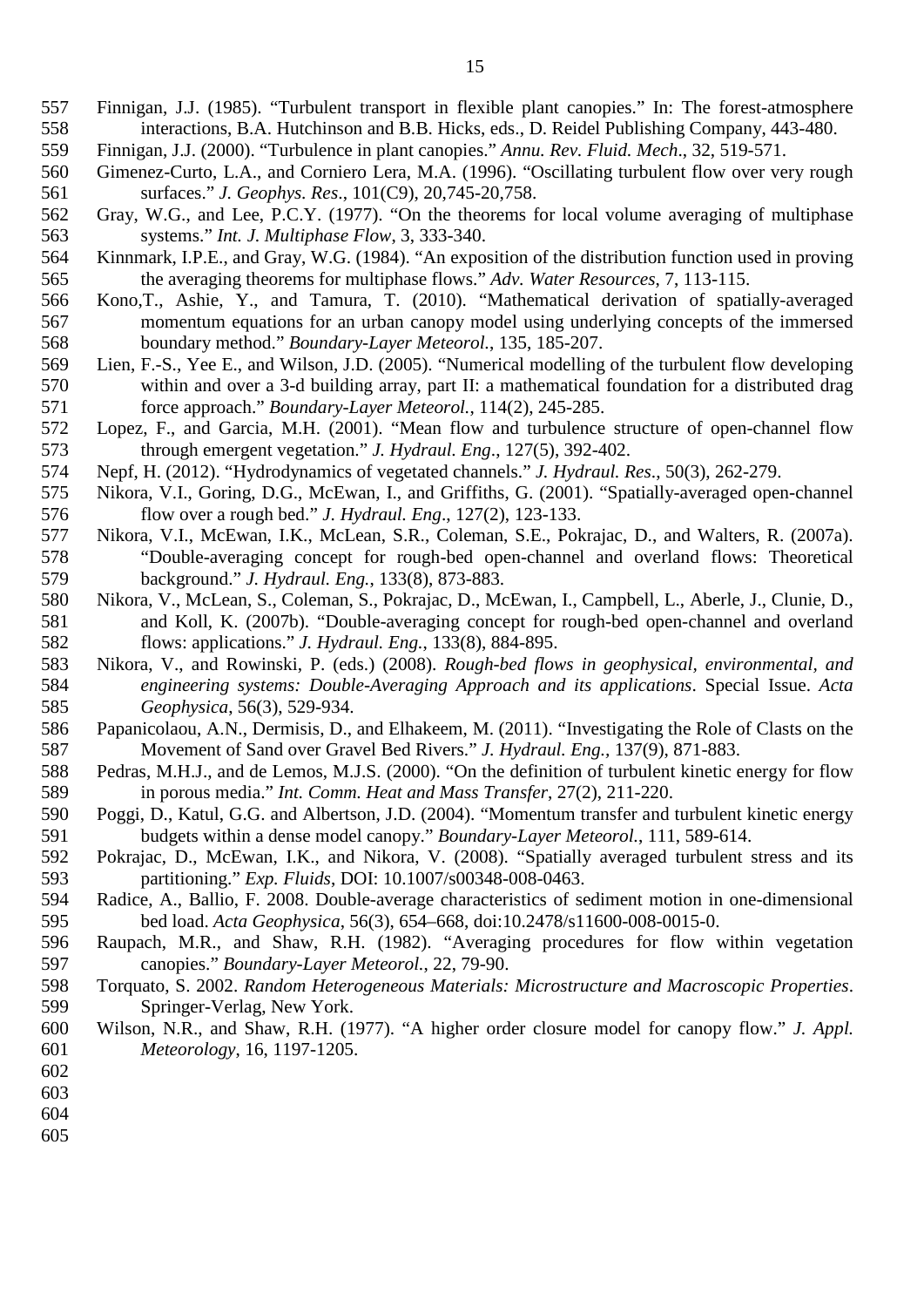Finnigan, J.J. (1985). "Turbulent transport in flexible plant canopies." In: The forest-atmosphere interactions, B.A. Hutchinson and B.B. Hicks, eds., D. Reidel Publishing Company, 443-480.

Finnigan, J.J. (2000). "Turbulence in plant canopies." *Annu. Rev. Fluid. Mech*., 32, 519-571.

Gimenez-Curto, L.A., and Corniero Lera, M.A. (1996). "Oscillating turbulent flow over very rough surfaces." *J. Geophys. Res*., 101(C9), 20,745-20,758.

Gray, W.G., and Lee, P.C.Y. (1977). "On the theorems for local volume averaging of multiphase systems." *Int. J. Multiphase Flow*, 3, 333-340.

Kinnmark, I.P.E., and Gray, W.G. (1984). "An exposition of the distribution function used in proving the averaging theorems for multiphase flows." *Adv. Water Resources*, 7, 113-115.

Kono,T., Ashie, Y., and Tamura, T. (2010). "Mathematical derivation of spatially-averaged momentum equations for an urban canopy model using underlying concepts of the immersed boundary method." *Boundary-Layer Meteorol.*, 135, 185-207.

Lien, F.-S., Yee E., and Wilson, J.D. (2005). "Numerical modelling of the turbulent flow developing within and over a 3-d building array, part II: a mathematical foundation for a distributed drag force approach." *Boundary-Layer Meteorol.*, 114(2), 245-285.

Lopez, F., and Garcia, M.H. (2001). "Mean flow and turbulence structure of open-channel flow through emergent vegetation." *J. Hydraul. Eng*., 127(5), 392-402.

Nepf, H. (2012). "Hydrodynamics of vegetated channels." *J. Hydraul. Res*., 50(3), 262-279.

Nikora, V.I., Goring, D.G., McEwan, I., and Griffiths, G. (2001). "Spatially-averaged open-channel flow over a rough bed." *J. Hydraul. Eng*., 127(2), 123-133.

Nikora, V.I., McEwan, I.K., McLean, S.R., Coleman, S.E., Pokrajac, D., and Walters, R. (2007a). "Double-averaging concept for rough-bed open-channel and overland flows: Theoretical background." *J. Hydraul. Eng.*, 133(8), 873-883.

Nikora, V., McLean, S., Coleman, S., Pokrajac, D., McEwan, I., Campbell, L., Aberle, J., Clunie, D., and Koll, K. (2007b). "Double-averaging concept for rough-bed open-channel and overland flows: applications." *J. Hydraul. Eng.*, 133(8), 884-895.

Nikora, V., and Rowinski, P. (eds.) (2008). *Rough-bed flows in geophysical, environmental, and engineering systems: Double-Averaging Approach and its applications*. Special Issue. *Acta Geophysica*, 56(3), 529-934.

Papanicolaou, A.N., Dermisis, D., and Elhakeem, M. (2011). "Investigating the Role of Clasts on the Movement of Sand over Gravel Bed Rivers." *J. Hydraul. Eng.*, 137(9), 871-883.

Pedras, M.H.J., and de Lemos, M.J.S. (2000). "On the definition of turbulent kinetic energy for flow in porous media." *Int. Comm. Heat and Mass Transfer*, 27(2), 211-220.

Poggi, D., Katul, G.G. and Albertson, J.D. (2004). "Momentum transfer and turbulent kinetic energy budgets within a dense model canopy." *Boundary-Layer Meteorol.*, 111, 589-614.

Pokrajac, D., McEwan, I.K., and Nikora, V. (2008). "Spatially averaged turbulent stress and its partitioning." *Exp. Fluids*, DOI: 10.1007/s00348-008-0463.

Radice, A., Ballio, F. 2008. Double-average characteristics of sediment motion in one-dimensional bed load. *Acta Geophysica*, 56(3), 654–668, doi:10.2478/s11600-008-0015-0.

Raupach, M.R., and Shaw, R.H. (1982). "Averaging procedures for flow within vegetation canopies." *Boundary-Layer Meteorol.*, 22, 79-90.

Torquato, S. 2002. *Random Heterogeneous Materials: Microstructure and Macroscopic Properties*. Springer-Verlag, New York.

Wilson, N.R., and Shaw, R.H. (1977). "A higher order closure model for canopy flow." *J. Appl. Meteorology*, 16, 1197-1205.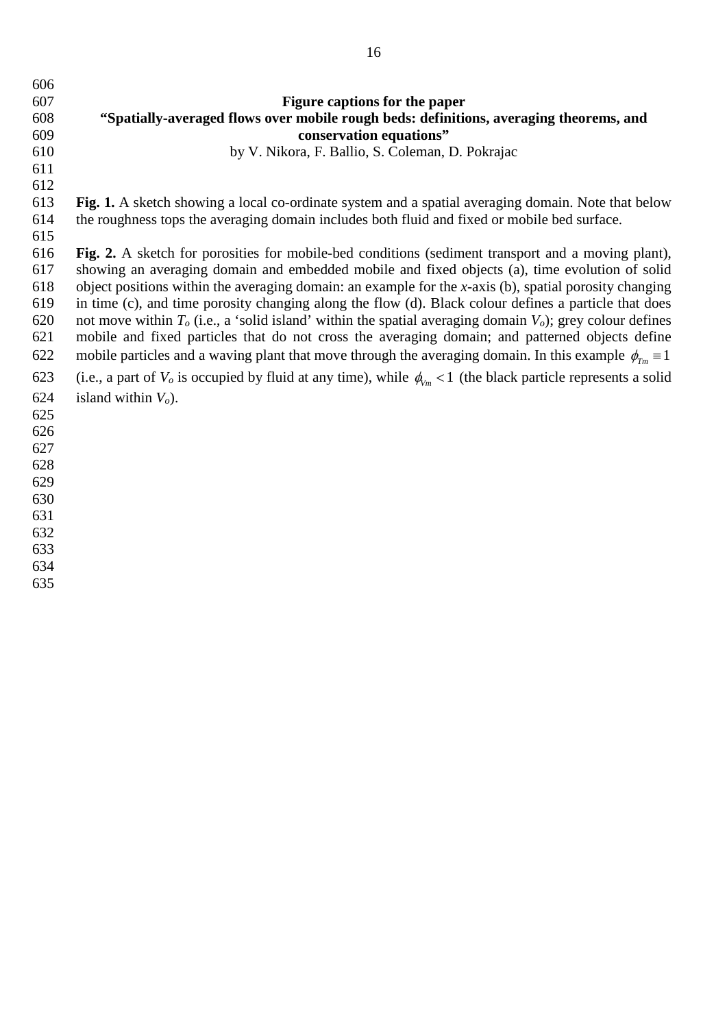## Figure captions for the paper
## "Spatially-averaged flows over mobile rough beds: definitions, averaging theorems, and conservation equations"

by V. Nikora, F. Ballio, S. Coleman, D. Pokrajac

**Fig. 1.** A sketch showing a local co-ordinate system and a spatial averaging domain. Note that below the roughness tops the averaging domain includes both fluid and fixed or mobile bed surface.

**Fig. 2.** A sketch for porosities for mobile-bed conditions (sediment transport and a moving plant), showing an averaging domain and embedded mobile and fixed objects (a), time evolution of solid object positions within the averaging domain: an example for the *x*-axis (b), spatial porosity changing in time (c), and time porosity changing along the flow (d). Black colour defines a particle that does not move within $T_o$ (i.e., a 'solid island' within the spatial averaging domain $V_o$); grey colour defines mobile and fixed particles that do not cross the averaging domain; and patterned objects define mobile particles and a waving plant that move through the averaging domain. In this example $\phi_{Tm} \equiv 1$ (i.e., a part of $V_o$ is occupied by fluid at any time), while $\phi_{Vm} < 1$ (the black particle represents a solid island within $V_o$).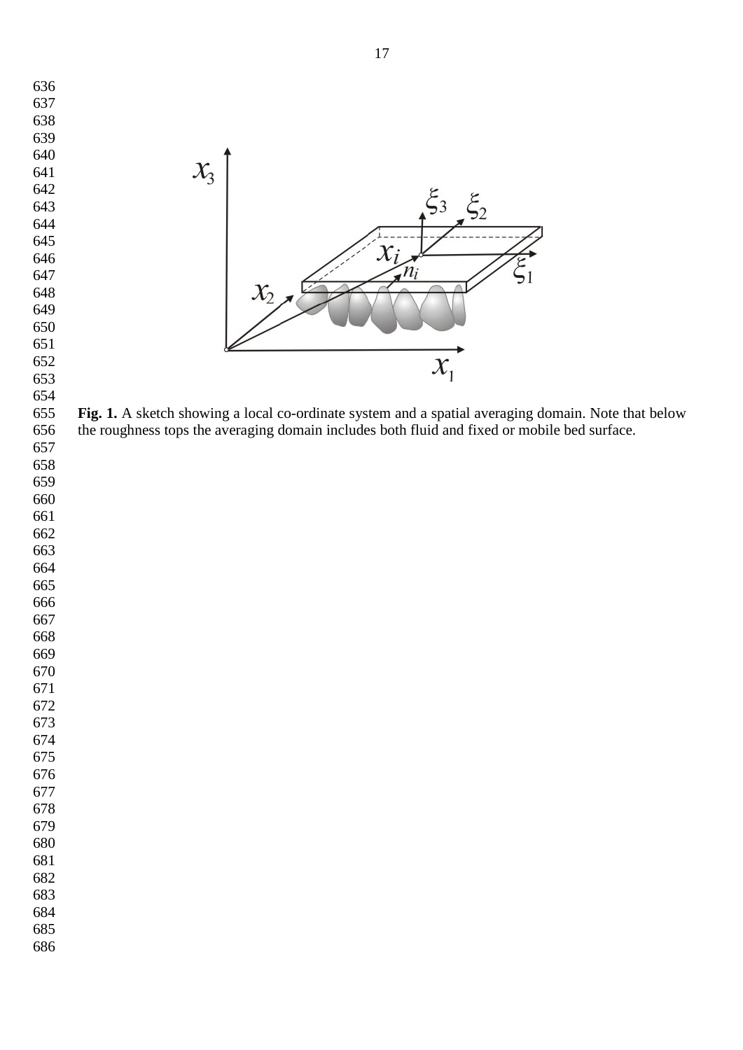**Fig. 1.** A sketch showing a local co-ordinate system and a spatial averaging domain. Note that below the roughness tops the averaging domain includes both fluid and fixed or mobile bed surface.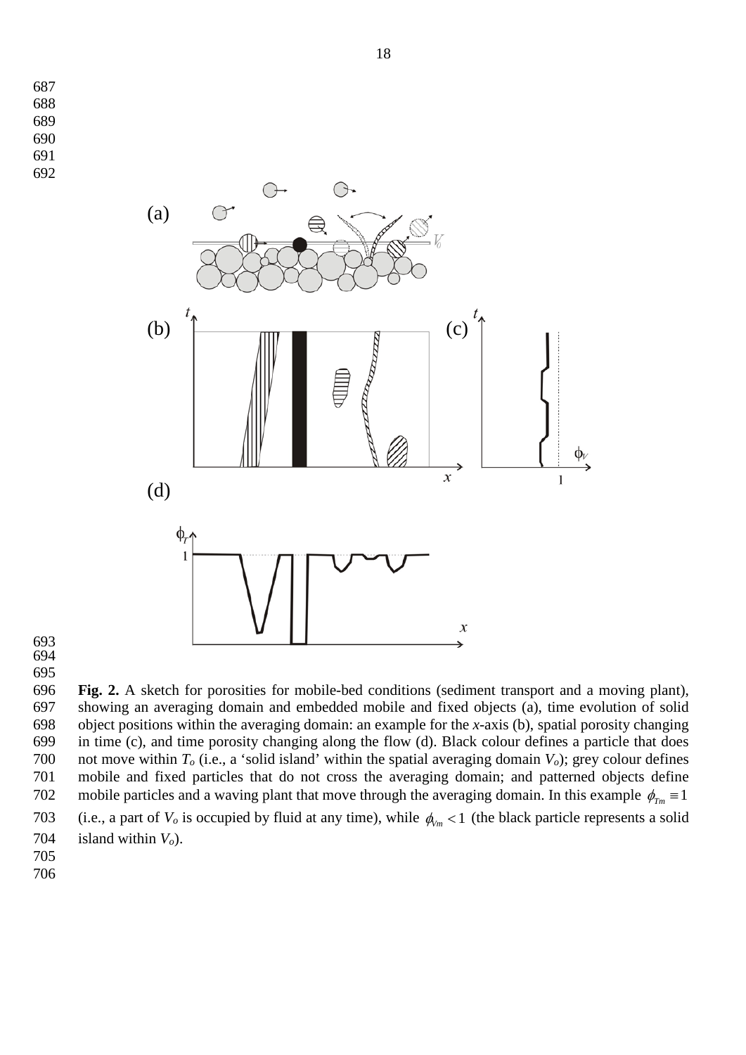(a)

$V_0$

(b)

$t$

$x$

(c)

$t$

$\phi_V$

1

(d)

$\phi_T$

1

$x$

**Fig. 2.** A sketch for porosities for mobile-bed conditions (sediment transport and a moving plant), showing an averaging domain and embedded mobile and fixed objects (a), time evolution of solid object positions within the averaging domain: an example for the *x*-axis (b), spatial porosity changing in time (c), and time porosity changing along the flow (d). Black colour defines a particle that does not move within $T_o$ (i.e., a 'solid island' within the spatial averaging domain $V_o$); grey colour defines mobile and fixed particles that do not cross the averaging domain; and patterned objects define mobile particles and a waving plant that move through the averaging domain. In this example $\phi_{Tm} \equiv 1$ (i.e., a part of $V_o$ is occupied by fluid at any time), while $\phi_{Vm} < 1$ (the black particle represents a solid island within $V_o$).